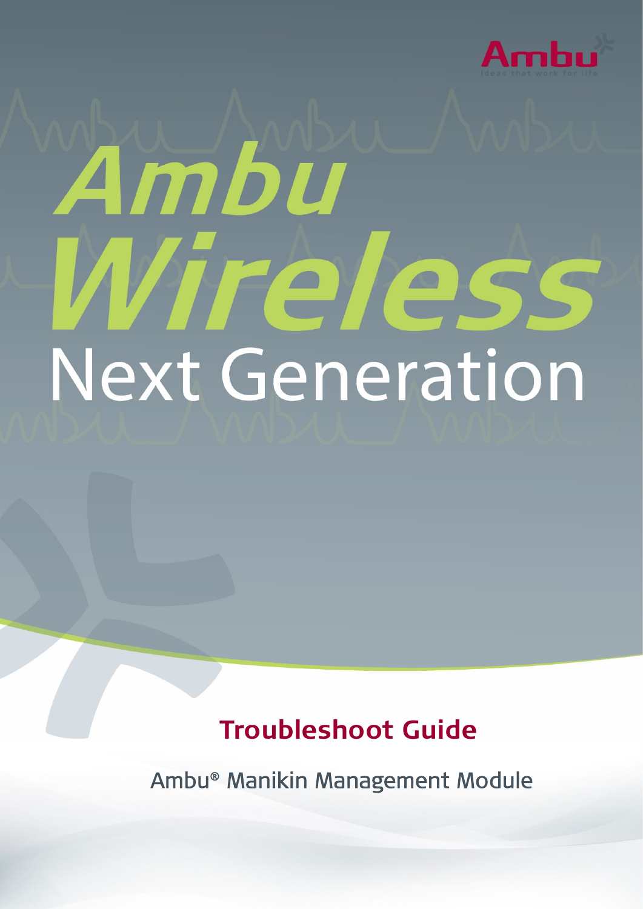Ambu

ideas that work for life

# Ambu Wireless

# Next Generation

## Troubleshoot Guide

Ambu® Manikin Management Module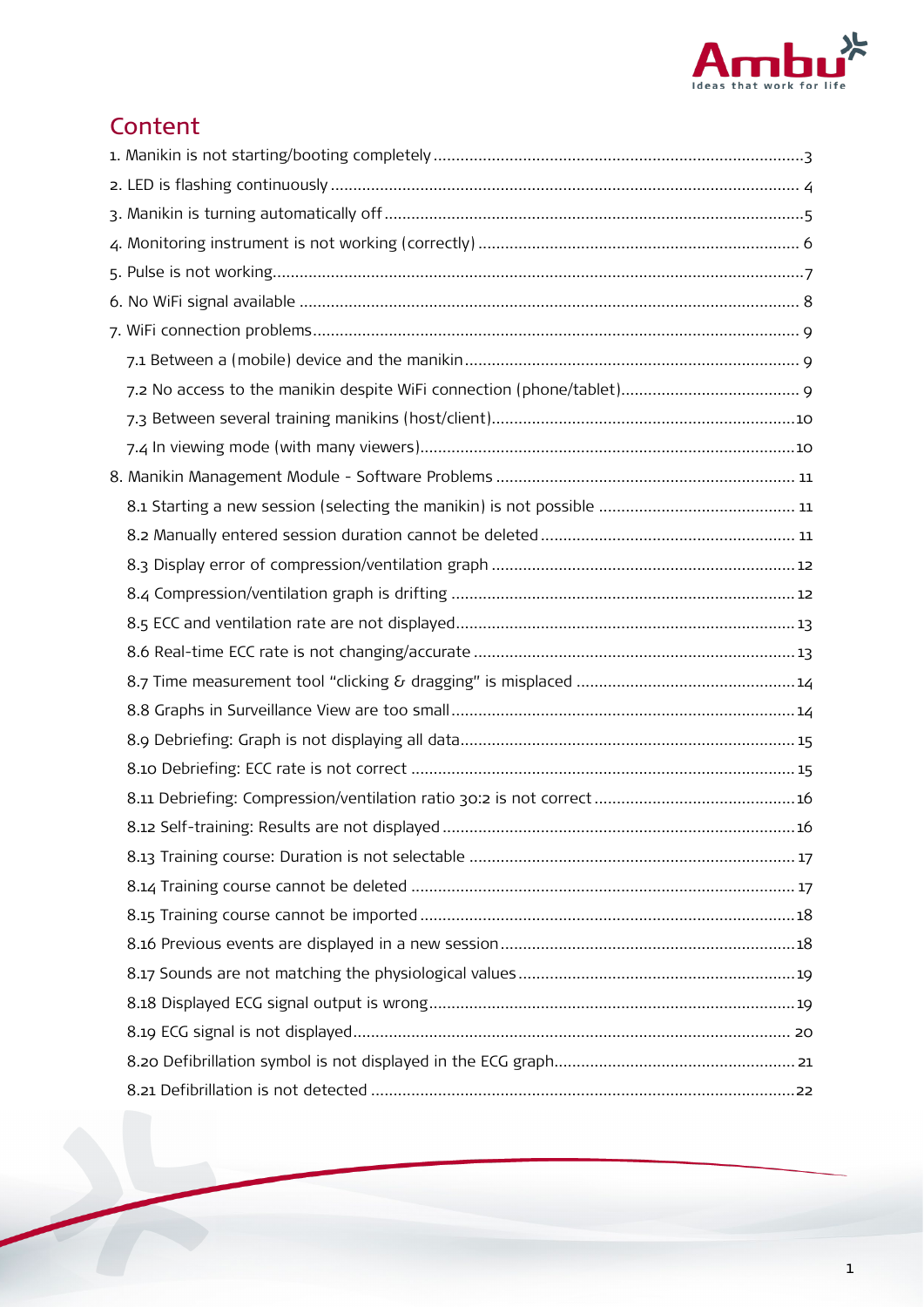# Content

1. Manikin is not starting/booting completely ... 3
2. LED is flashing continuously ... 4
3. Manikin is turning automatically off ... 5
4. Monitoring instrument is not working (correctly) ... 6
5. Pulse is not working ... 7
6. No WiFi signal available ... 8
7. WiFi connection problems ... 9
   - 7.1 Between a (mobile) device and the manikin ... 9
   - 7.2 No access to the manikin despite WiFi connection (phone/tablet) ... 9
   - 7.3 Between several training manikins (host/client) ... 10
   - 7.4 In viewing mode (with many viewers) ... 10
8. Manikin Management Module - Software Problems ... 11
   - 8.1 Starting a new session (selecting the manikin) is not possible ... 11
   - 8.2 Manually entered session duration cannot be deleted ... 11
   - 8.3 Display error of compression/ventilation graph ... 12
   - 8.4 Compression/ventilation graph is drifting ... 12
   - 8.5 ECC and ventilation rate are not displayed ... 13
   - 8.6 Real-time ECC rate is not changing/accurate ... 13
   - 8.7 Time measurement tool "clicking & dragging" is misplaced ... 14
   - 8.8 Graphs in Surveillance View are too small ... 14
   - 8.9 Debriefing: Graph is not displaying all data ... 15
   - 8.10 Debriefing: ECC rate is not correct ... 15
   - 8.11 Debriefing: Compression/ventilation ratio 30:2 is not correct ... 16
   - 8.12 Self-training: Results are not displayed ... 16
   - 8.13 Training course: Duration is not selectable ... 17
   - 8.14 Training course cannot be deleted ... 17
   - 8.15 Training course cannot be imported ... 18
   - 8.16 Previous events are displayed in a new session ... 18
   - 8.17 Sounds are not matching the physiological values ... 19
   - 8.18 Displayed ECG signal output is wrong ... 19
   - 8.19 ECG signal is not displayed ... 20
   - 8.20 Defibrillation symbol is not displayed in the ECG graph ... 21
   - 8.21 Defibrillation is not detected ... 22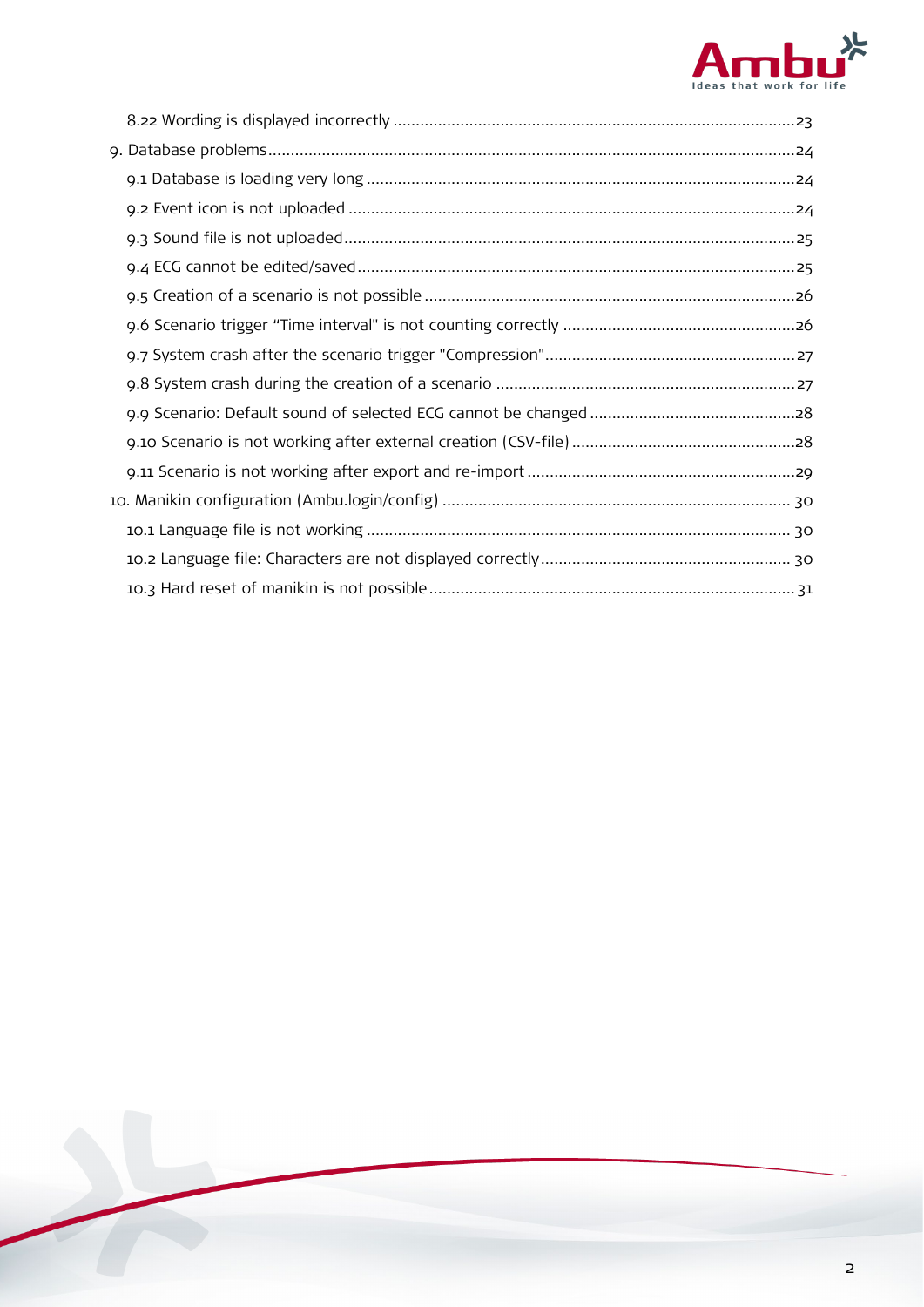- 8.22 Wording is displayed incorrectly ........................................................................................23
- 9. Database problems.........................................................................................................................24
  - 9.1 Database is loading very long ...............................................................................................24
  - 9.2 Event icon is not uploaded ...................................................................................................24
  - 9.3 Sound file is not uploaded.....................................................................................................25
  - 9.4 ECG cannot be edited/saved.................................................................................................25
  - 9.5 Creation of a scenario is not possible ...................................................................................26
  - 9.6 Scenario trigger "Time interval" is not counting correctly ....................................................26
  - 9.7 System crash after the scenario trigger "Compression"........................................................27
  - 9.8 System crash during the creation of a scenario ...................................................................27
  - 9.9 Scenario: Default sound of selected ECG cannot be changed .............................................28
  - 9.10 Scenario is not working after external creation (CSV-file) ..................................................28
  - 9.11 Scenario is not working after export and re-import ............................................................29
- 10. Manikin configuration (Ambu.login/config) ............................................................................. 30
  - 10.1 Language file is not working .............................................................................................. 30
  - 10.2 Language file: Characters are not displayed correctly....................................................... 30
  - 10.3 Hard reset of manikin is not possible .................................................................................31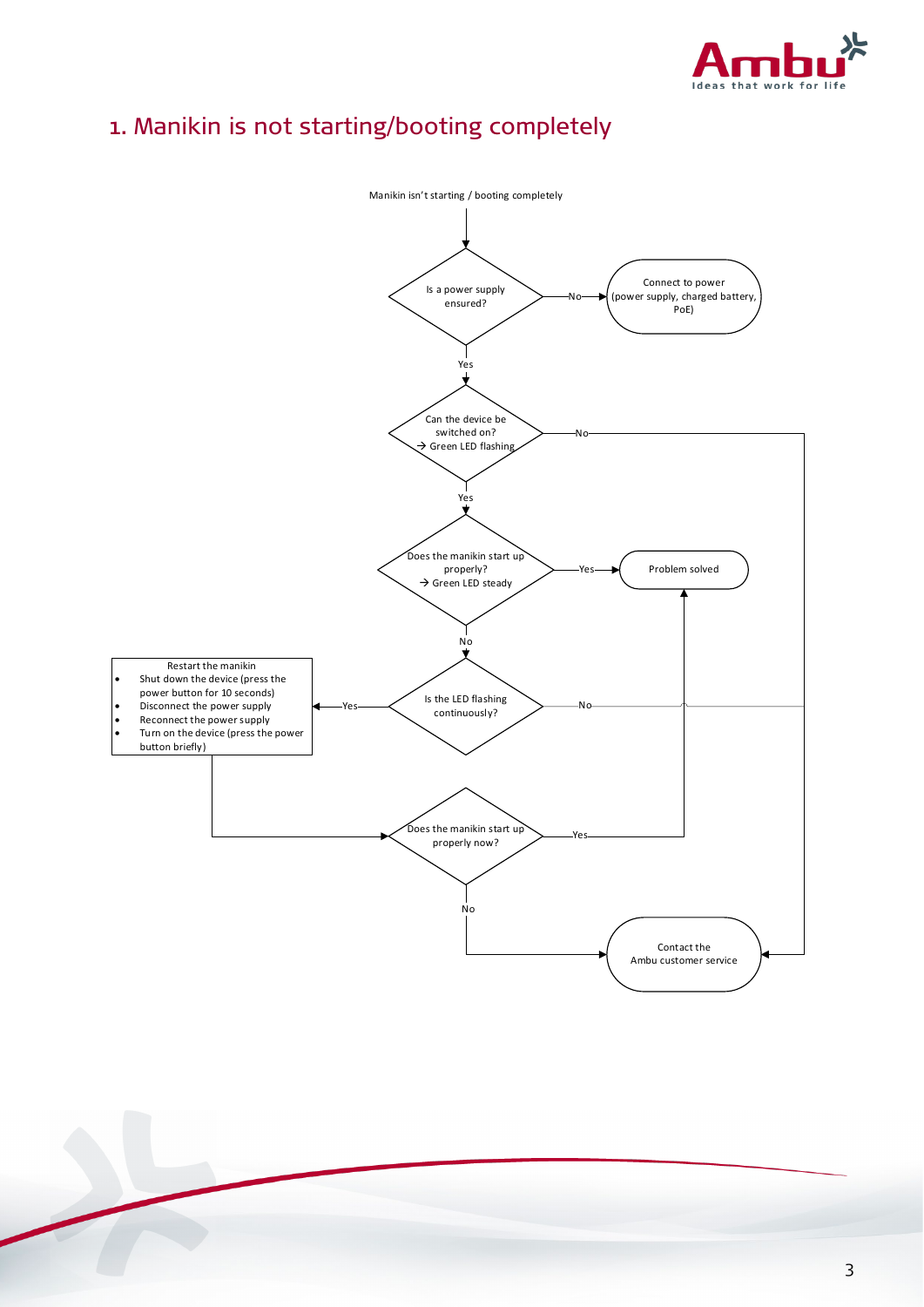# 1. Manikin is not starting/booting completely

Manikin isn't starting / booting completely

Is a power supply ensured?

No

Connect to power (power supply, charged battery, PoE)

Yes

Can the device be switched on? → Green LED flashing

No

Yes

Does the manikin start up properly? → Green LED steady

Yes

Problem solved

No

Restart the manikin

- Shut down the device (press the power button for 10 seconds)
- Disconnect the power supply
- Reconnect the power supply
- Turn on the device (press the power button briefly)

Yes

Is the LED flashing continuously?

No

Does the manikin start up properly now?

Yes

No

Contact the Ambu customer service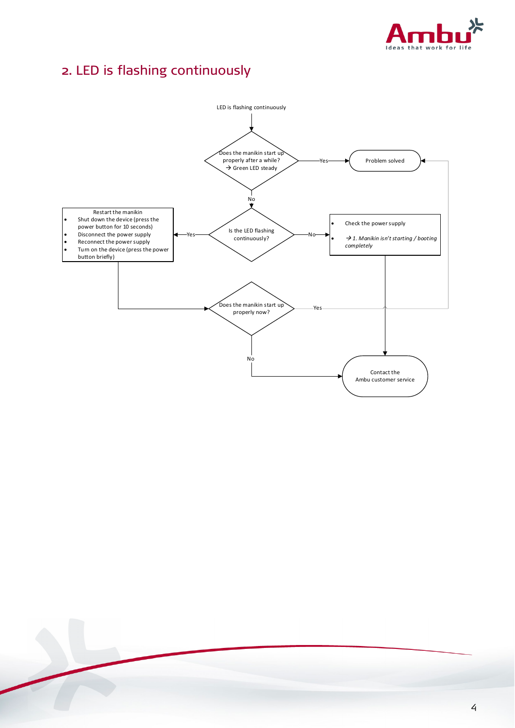## 2. LED is flashing continuously

LED is flashing continuously

Does the manikin start up properly after a while?
→ Green LED steady

Yes → Problem solved

No

Is the LED flashing continuously?

Yes →

Restart the manikin

- Shut down the device (press the power button for 10 seconds)
- Disconnect the power supply
- Reconnect the power supply
- Turn on the device (press the power button briefly)

No →

- Check the power supply
- *→ 1. Manikin isn't starting / booting completely*

Does the manikin start up properly now?

Yes → Problem solved

No → Contact the Ambu customer service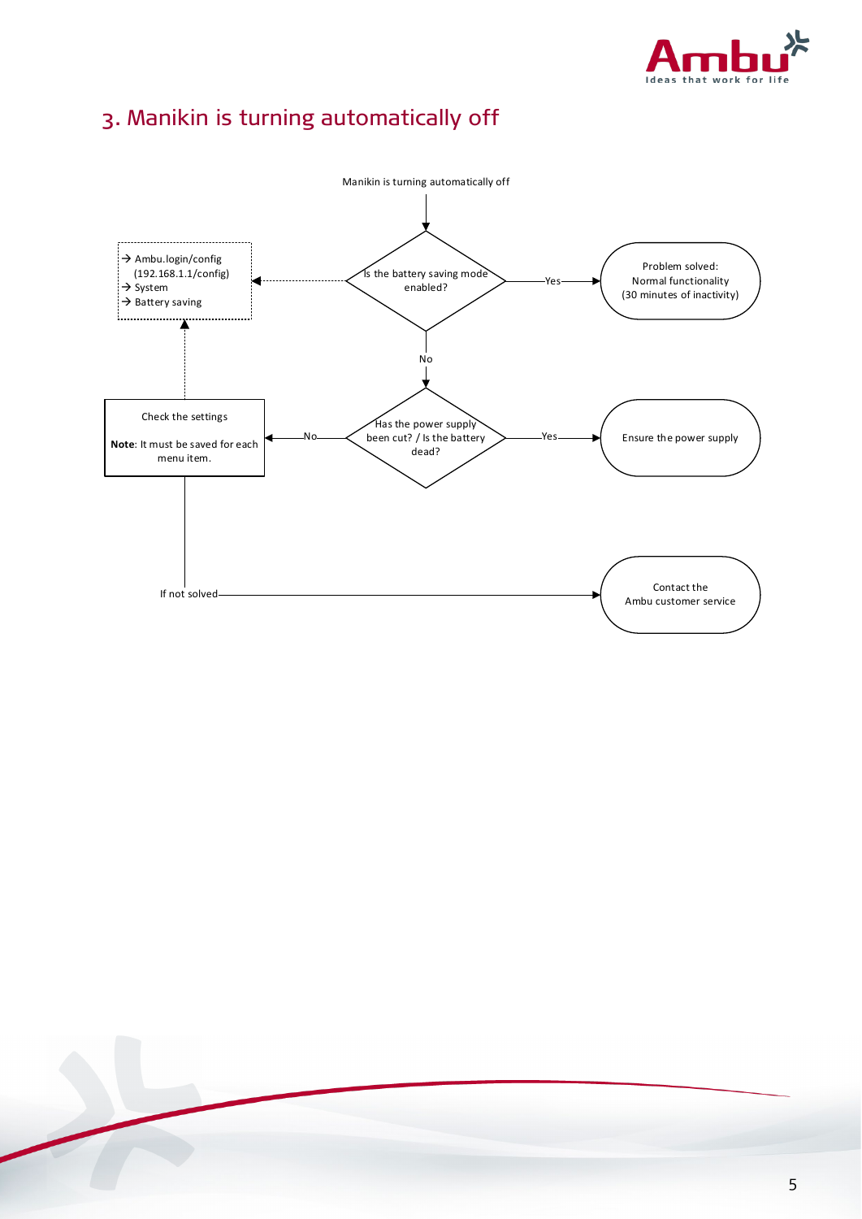## 3. Manikin is turning automatically off

Manikin is turning automatically off

Is the battery saving mode enabled?

Yes → Problem solved: Normal functionality (30 minutes of inactivity)

No → Has the power supply been cut? / Is the battery dead?

Yes → Ensure the power supply

No → Check the settings

**Note**: It must be saved for each menu item.

→ Ambu.login/config (192.168.1.1/config)
→ System
→ Battery saving

If not solved → Contact the Ambu customer service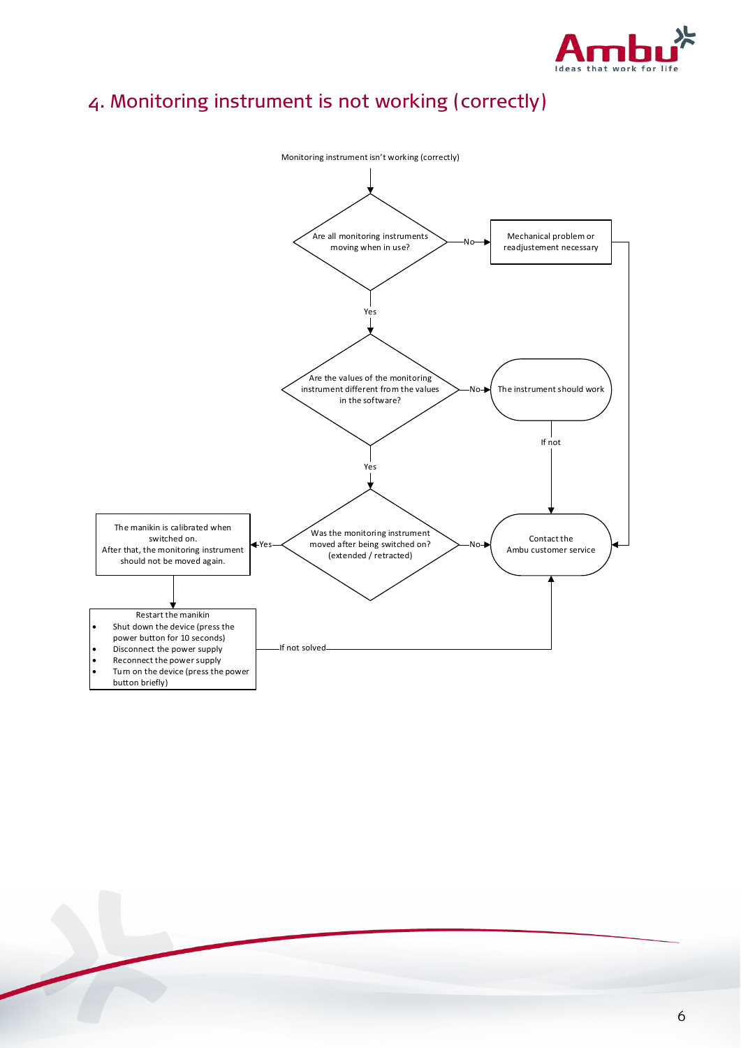# 4. Monitoring instrument is not working (correctly)

Monitoring instrument isn't working (correctly)

Are all monitoring instruments moving when in use?

- No → Mechanical problem or readjustement necessary → Contact the Ambu customer service
- Yes ↓

Are the values of the monitoring instrument different from the values in the software?

- No → The instrument should work → If not → Contact the Ambu customer service
- Yes ↓

Was the monitoring instrument moved after being switched on? (extended / retracted)

- No → Contact the Ambu customer service
- Yes → The manikin is calibrated when switched on. After that, the monitoring instrument should not be moved again.

↓

Restart the manikin

- Shut down the device (press the power button for 10 seconds)
- Disconnect the power supply
- Reconnect the power supply
- Turn on the device (press the power button briefly)

If not solved → Contact the Ambu customer service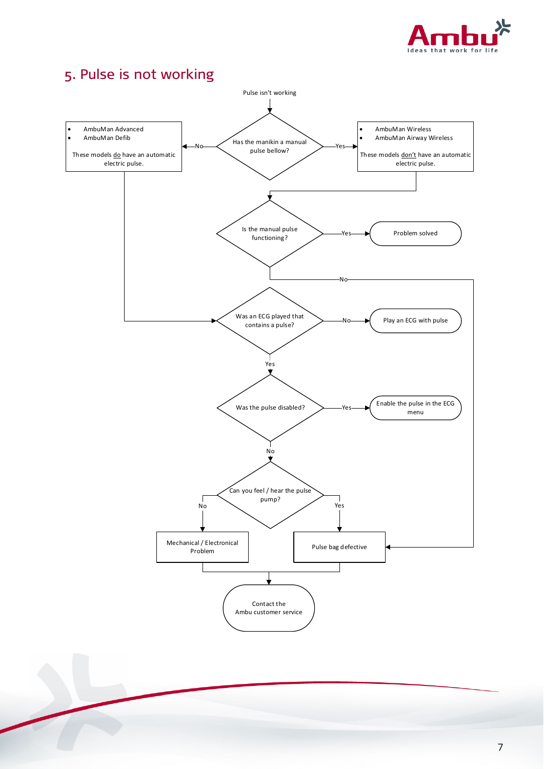## 5. Pulse is not working

Pulse isn't working

**Has the manikin a manual pulse bellow?**

- **No** →
  - AmbuMan Advanced
  - AmbuMan Defib

  These models do have an automatic electric pulse. → go to "Was an ECG played that contains a pulse?"

- **Yes** →
  - AmbuMan Wireless
  - AmbuMan Airway Wireless

  These models don't have an automatic electric pulse. → go to "Is the manual pulse functioning?"

**Is the manual pulse functioning?**

- **Yes** → Problem solved
- **No** → Pulse bag defective

**Was an ECG played that contains a pulse?**

- **No** → Play an ECG with pulse
- **Yes** → go to "Was the pulse disabled?"

**Was the pulse disabled?**

- **Yes** → Enable the pulse in the ECG menu
- **No** → go to "Can you feel / hear the pulse pump?"

**Can you feel / hear the pulse pump?**

- **No** → Mechanical / Electronical Problem
- **Yes** → Pulse bag defective

Mechanical / Electronical Problem / Pulse bag defective → Contact the Ambu customer service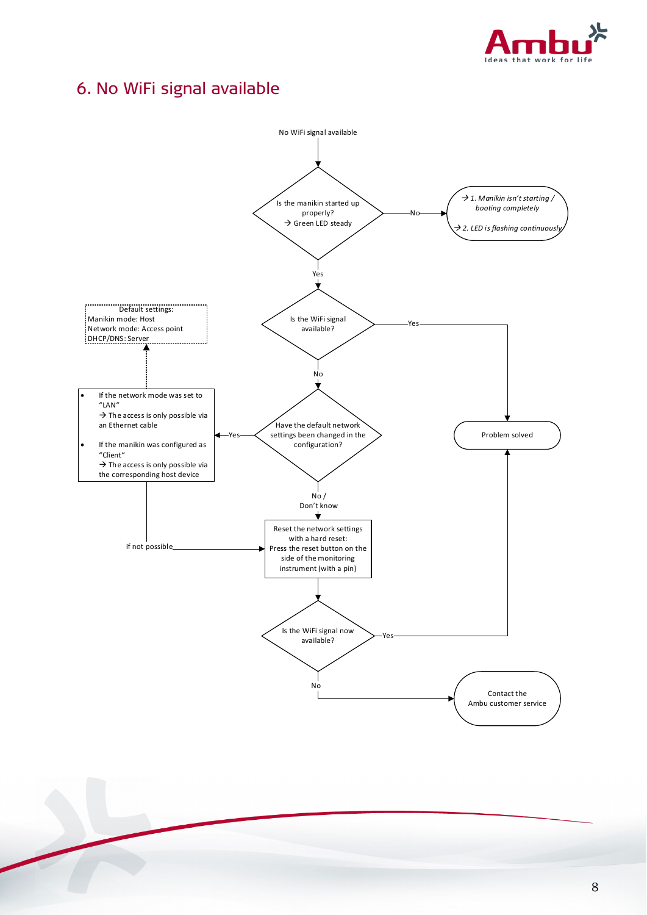# 6. No WiFi signal available

No WiFi signal available

Is the manikin started up properly?
→ Green LED steady

No → 
→ 1. Manikin isn't starting / booting completely
→ 2. LED is flashing continuously

Yes

Is the WiFi signal available?

Yes → Problem solved

No

Have the default network settings been changed in the configuration?

Yes →

- If the network mode was set to "LAN"
  → The access is only possible via an Ethernet cable
- If the manikin was configured as "Client"
  → The access is only possible via the corresponding host device

Default settings:
Manikin mode: Host
Network mode: Access point
DHCP/DNS: Server

If not possible →

No / Don't know

Reset the network settings with a hard reset:
Press the reset button on the side of the monitoring instrument (with a pin)

Is the WiFi signal now available?

Yes → Problem solved

No → Contact the Ambu customer service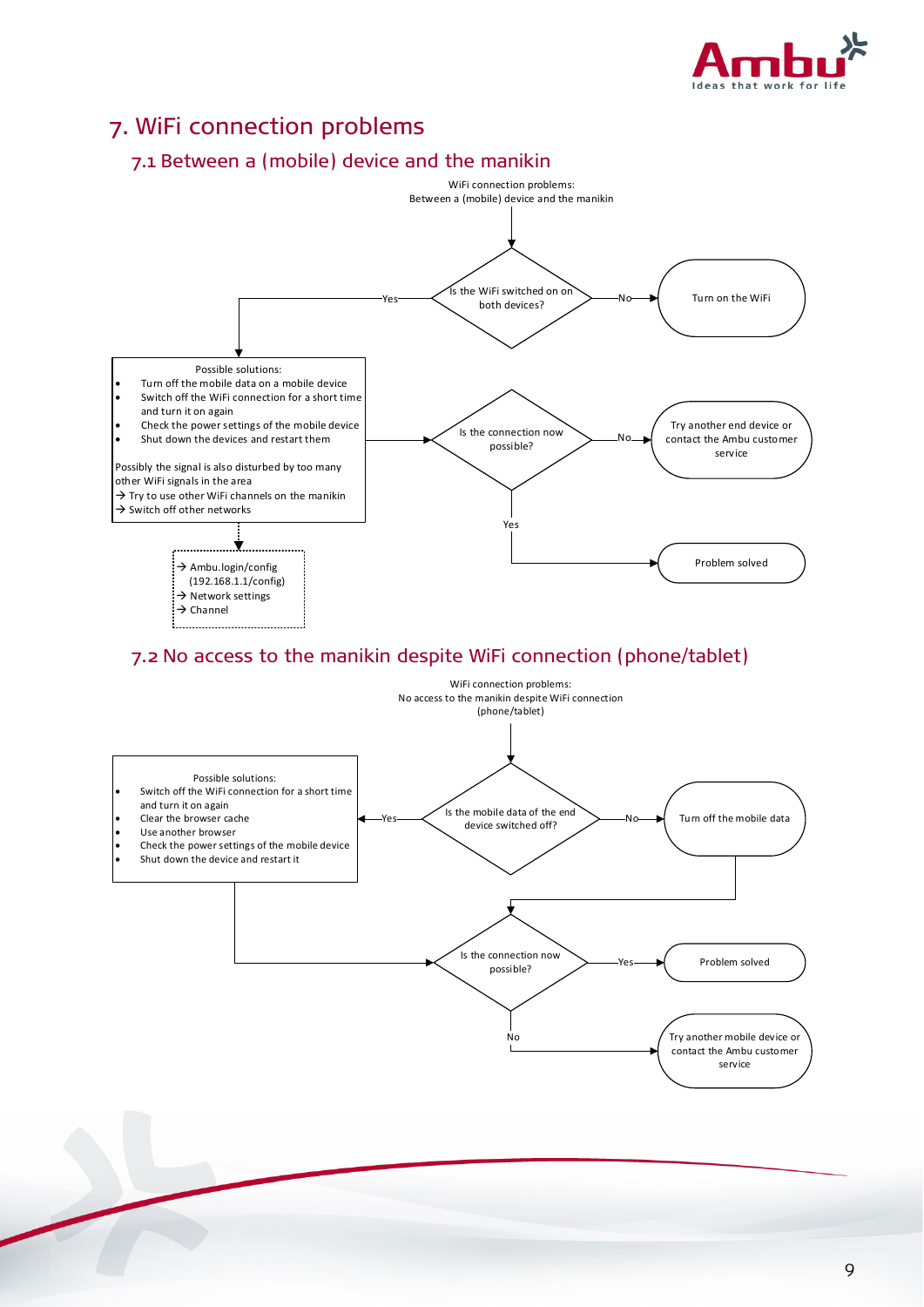# 7. WiFi connection problems

## 7.1 Between a (mobile) device and the manikin

WiFi connection problems:
Between a (mobile) device and the manikin

Is the WiFi switched on on both devices?

- No → Turn on the WiFi
- Yes →

Possible solutions:

- Turn off the mobile data on a mobile device
- Switch off the WiFi connection for a short time and turn it on again
- Check the power settings of the mobile device
- Shut down the devices and restart them

Possibly the signal is also disturbed by too many other WiFi signals in the area
→ Try to use other WiFi channels on the manikin
→ Switch off other networks

→ Ambu.login/config (192.168.1.1/config)
→ Network settings
→ Channel

Is the connection now possible?

- No → Try another end device or contact the Ambu customer service
- Yes → Problem solved

## 7.2 No access to the manikin despite WiFi connection (phone/tablet)

WiFi connection problems:
No access to the manikin despite WiFi connection (phone/tablet)

Is the mobile data of the end device switched off?

- No → Turn off the mobile data
- Yes →

Possible solutions:

- Switch off the WiFi connection for a short time and turn it on again
- Clear the browser cache
- Use another browser
- Check the power settings of the mobile device
- Shut down the device and restart it

Is the connection now possible?

- Yes → Problem solved
- No → Try another mobile device or contact the Ambu customer service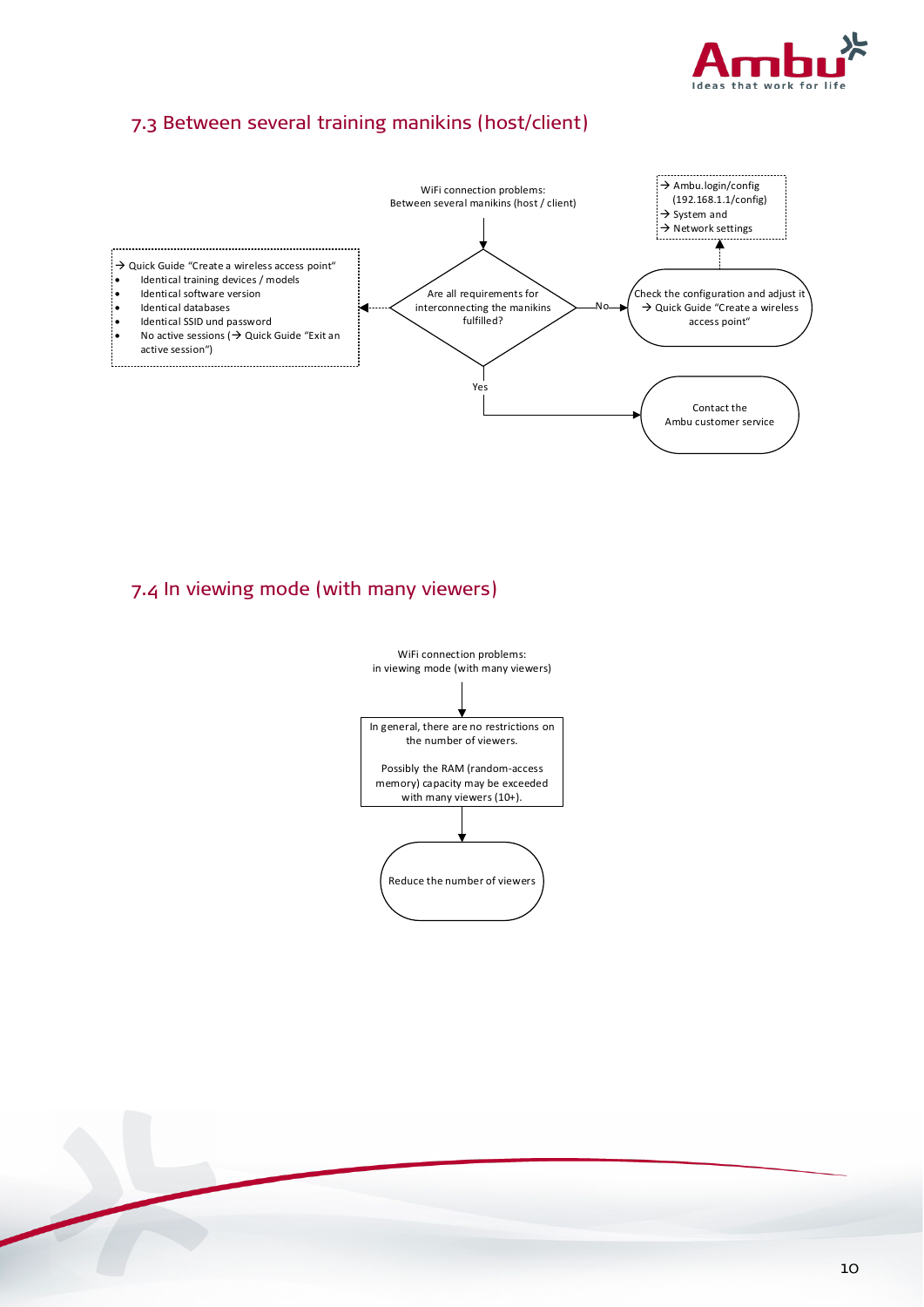## 7.3 Between several training manikins (host/client)

WiFi connection problems:
Between several manikins (host / client)

Are all requirements for interconnecting the manikins fulfilled?

→ Quick Guide "Create a wireless access point"

- Identical training devices / models
- Identical software version
- Identical databases
- Identical SSID und password
- No active sessions (→ Quick Guide "Exit an active session")

No

Check the configuration and adjust it → Quick Guide "Create a wireless access point"

→ Ambu.login/config (192.168.1.1/config)
→ System and
→ Network settings

Yes

Contact the Ambu customer service

## 7.4 In viewing mode (with many viewers)

WiFi connection problems:
in viewing mode (with many viewers)

In general, there are no restrictions on the number of viewers.

Possibly the RAM (random-access memory) capacity may be exceeded with many viewers (10+).

Reduce the number of viewers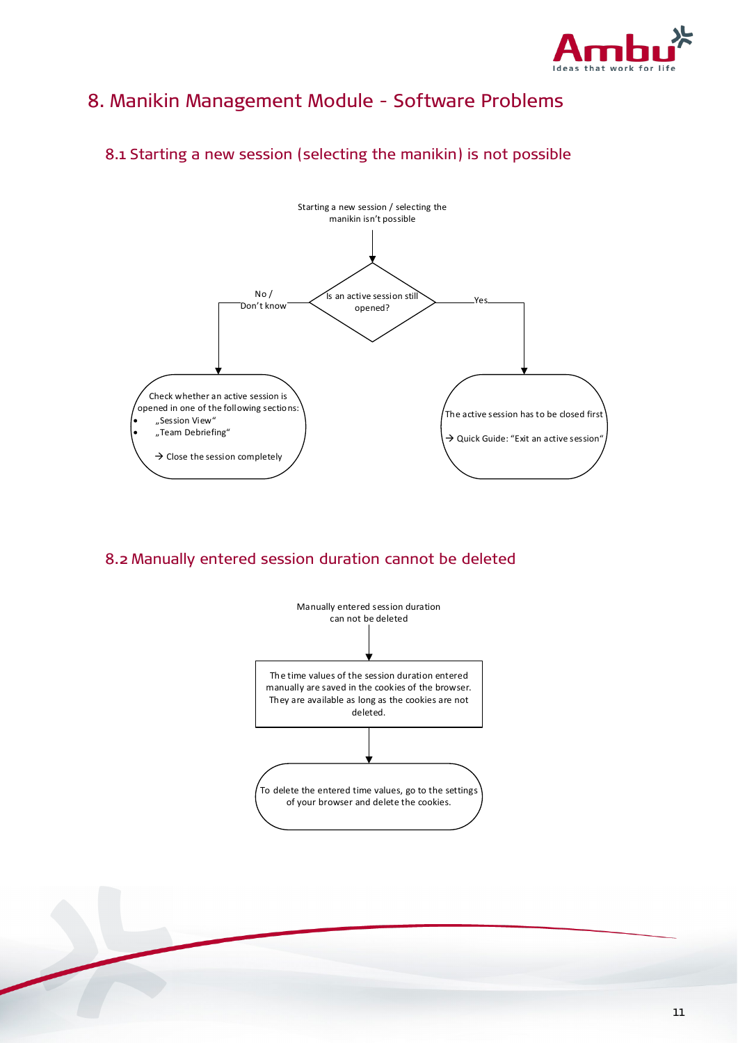# 8. Manikin Management Module - Software Problems

## 8.1 Starting a new session (selecting the manikin) is not possible

Starting a new session / selecting the manikin isn't possible

Is an active session still opened?

No / Don't know

Check whether an active session is opened in one of the following sections:

- „Session View"
- „Team Debriefing"

→ Close the session completely

Yes

The active session has to be closed first

→ Quick Guide: "Exit an active session"

## 8.2 Manually entered session duration cannot be deleted

Manually entered session duration can not be deleted

The time values of the session duration entered manually are saved in the cookies of the browser. They are available as long as the cookies are not deleted.

To delete the entered time values, go to the settings of your browser and delete the cookies.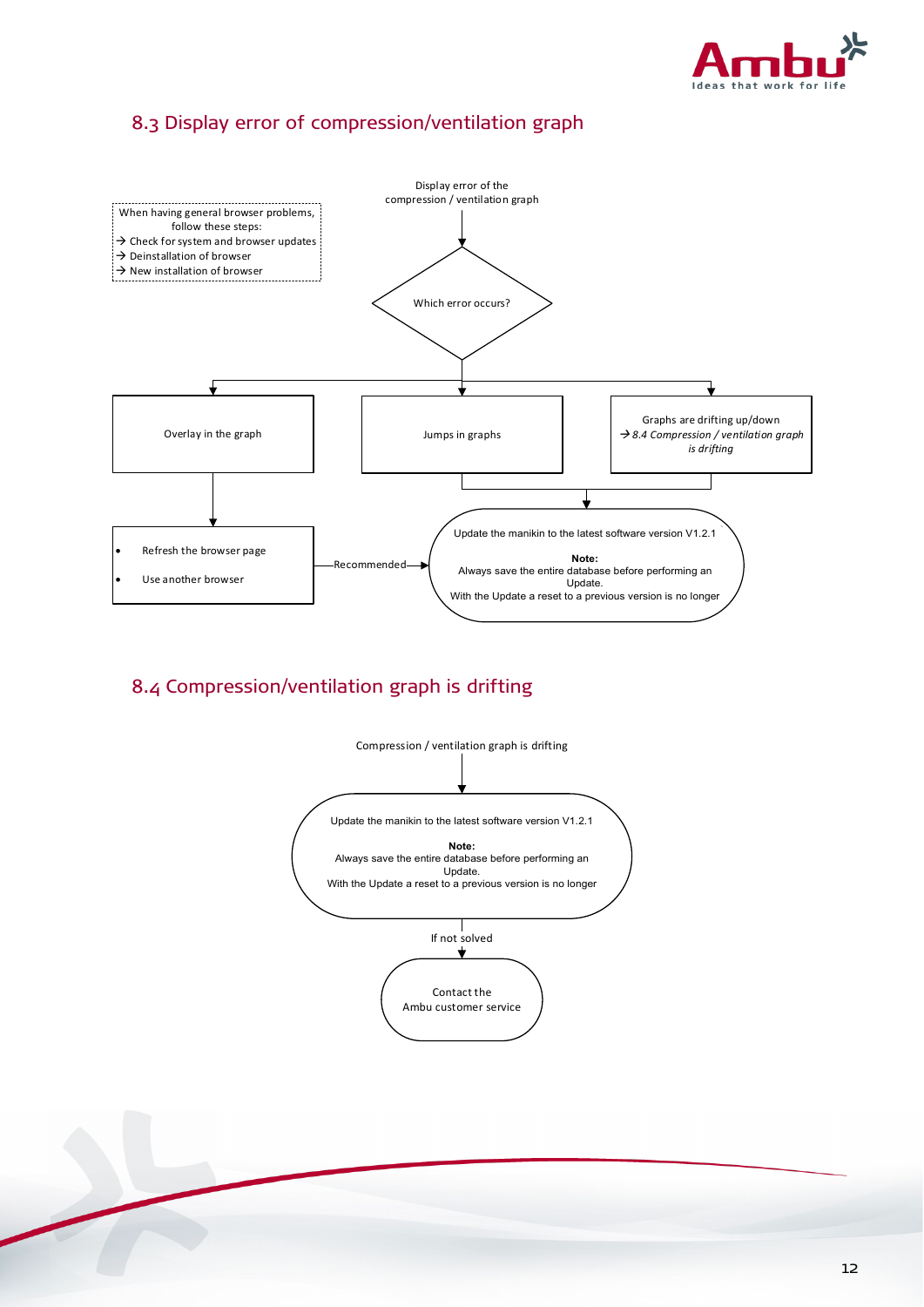## 8.3 Display error of compression/ventilation graph

When having general browser problems, follow these steps:
→ Check for system and browser updates
→ Deinstallation of browser
→ New installation of browser

Display error of the compression / ventilation graph

Which error occurs?

- Overlay in the graph
  - Refresh the browser page
  - Use another browser
  - Recommended → Update the manikin to the latest software version V1.2.1
- Jumps in graphs
  - Update the manikin to the latest software version V1.2.1
- Graphs are drifting up/down
  → *8.4 Compression / ventilation graph is drifting*
  - Update the manikin to the latest software version V1.2.1

Update the manikin to the latest software version V1.2.1

**Note:**
Always save the entire database before performing an Update.
With the Update a reset to a previous version is no longer

## 8.4 Compression/ventilation graph is drifting

Compression / ventilation graph is drifting

Update the manikin to the latest software version V1.2.1

**Note:**
Always save the entire database before performing an Update.
With the Update a reset to a previous version is no longer

If not solved

Contact the Ambu customer service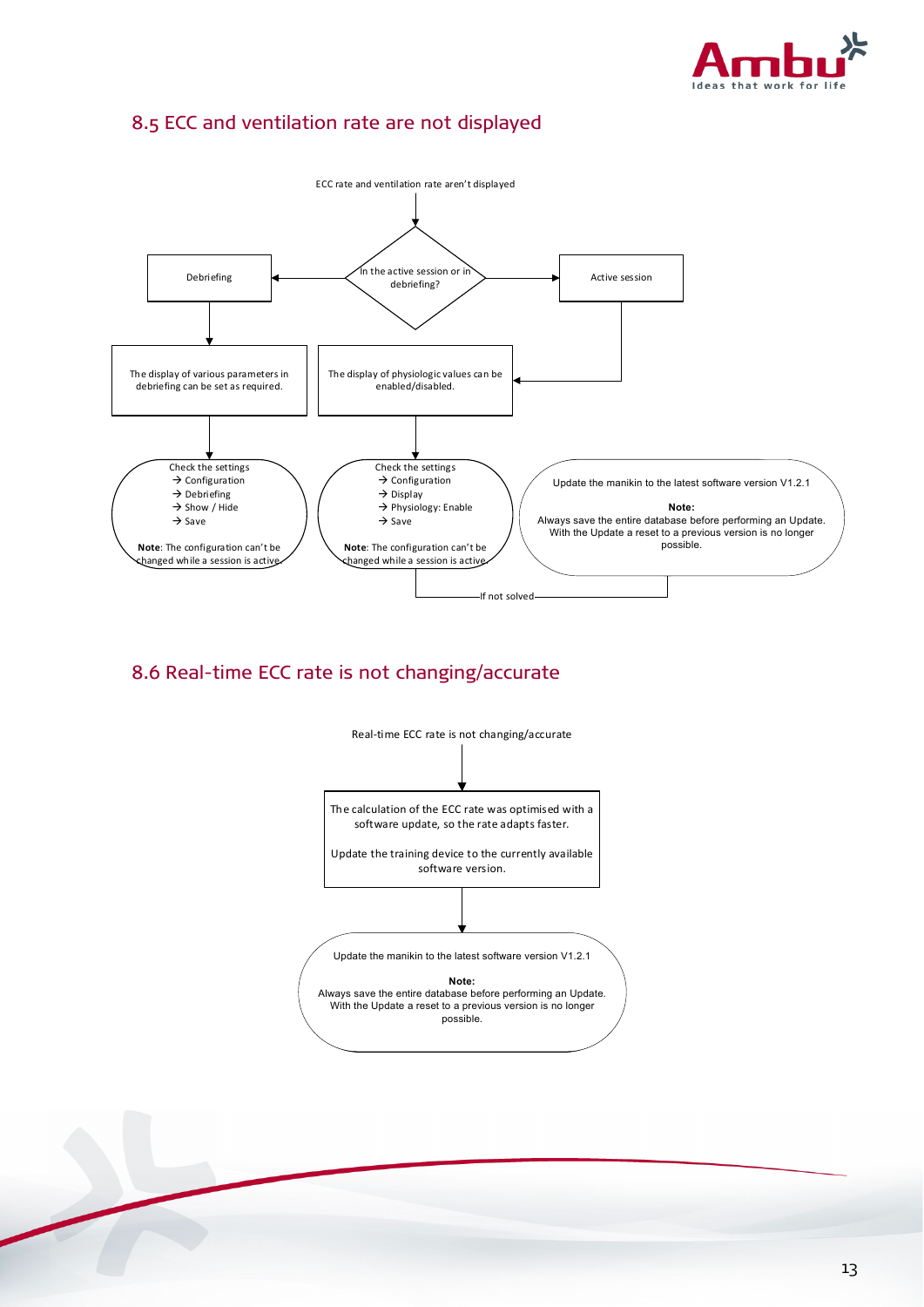## 8.5 ECC and ventilation rate are not displayed

ECC rate and ventilation rate aren't displayed

In the active session or in debriefing?

Debriefing

The display of various parameters in debriefing can be set as required.

Check the settings
→ Configuration
→ Debriefing
→ Show / Hide
→ Save

**Note**: The configuration can't be changed while a session is active.

Active session

The display of physiologic values can be enabled/disabled.

Check the settings
→ Configuration
→ Display
→ Physiology: Enable
→ Save

**Note**: The configuration can't be changed while a session is active.

If not solved

Update the manikin to the latest software version V1.2.1

**Note:**
Always save the entire database before performing an Update. With the Update a reset to a previous version is no longer possible.

## 8.6 Real-time ECC rate is not changing/accurate

Real-time ECC rate is not changing/accurate

The calculation of the ECC rate was optimised with a software update, so the rate adapts faster.

Update the training device to the currently available software version.

Update the manikin to the latest software version V1.2.1

**Note:**
Always save the entire database before performing an Update. With the Update a reset to a previous version is no longer possible.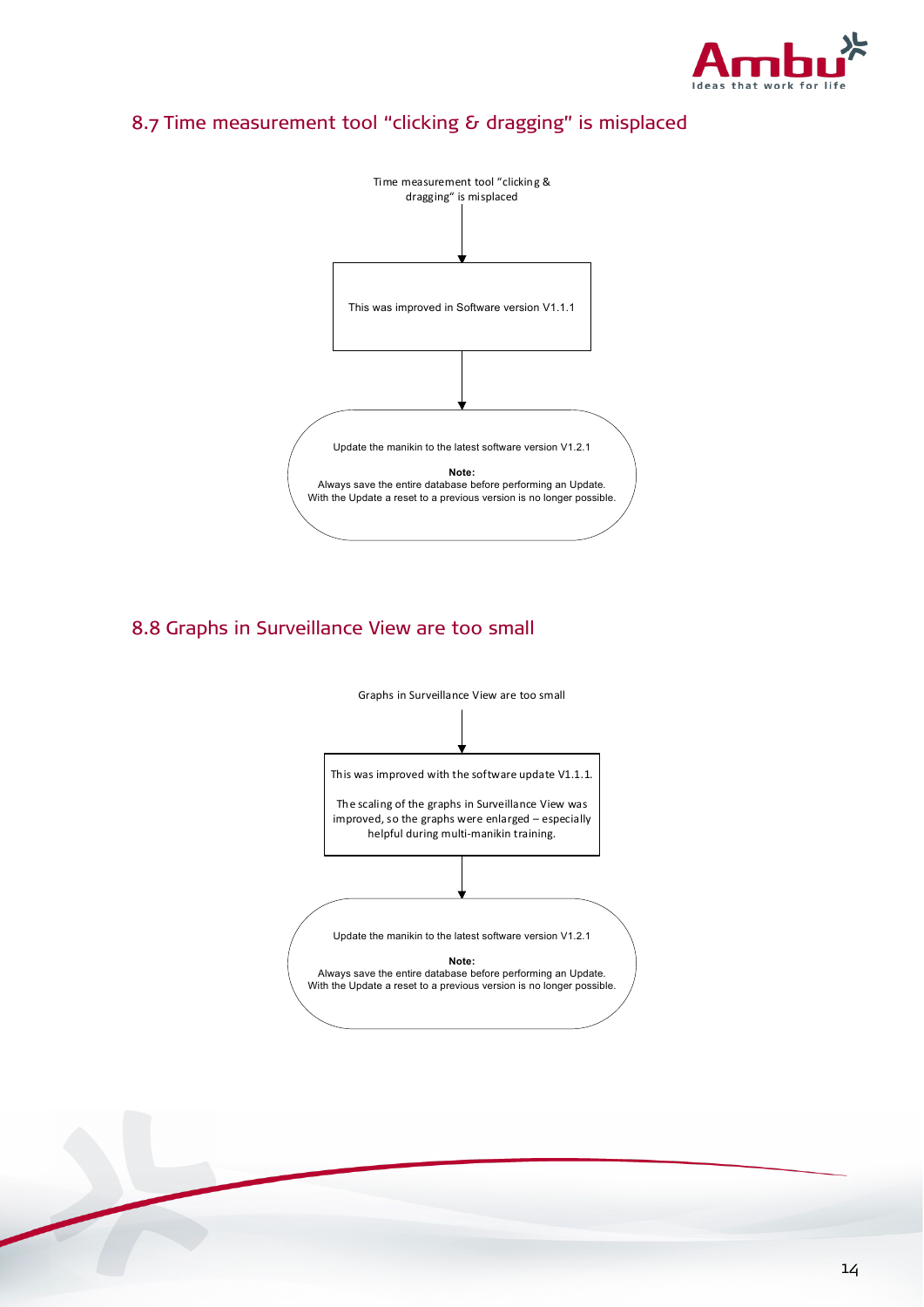## 8.7 Time measurement tool "clicking & dragging" is misplaced

Time measurement tool "clicking & dragging" is misplaced

↓

This was improved in Software version V1.1.1

↓

Update the manikin to the latest software version V1.2.1

**Note:**
Always save the entire database before performing an Update.
With the Update a reset to a previous version is no longer possible.

## 8.8 Graphs in Surveillance View are too small

Graphs in Surveillance View are too small

↓

This was improved with the software update V1.1.1.

The scaling of the graphs in Surveillance View was improved, so the graphs were enlarged – especially helpful during multi-manikin training.

↓

Update the manikin to the latest software version V1.2.1

**Note:**
Always save the entire database before performing an Update.
With the Update a reset to a previous version is no longer possible.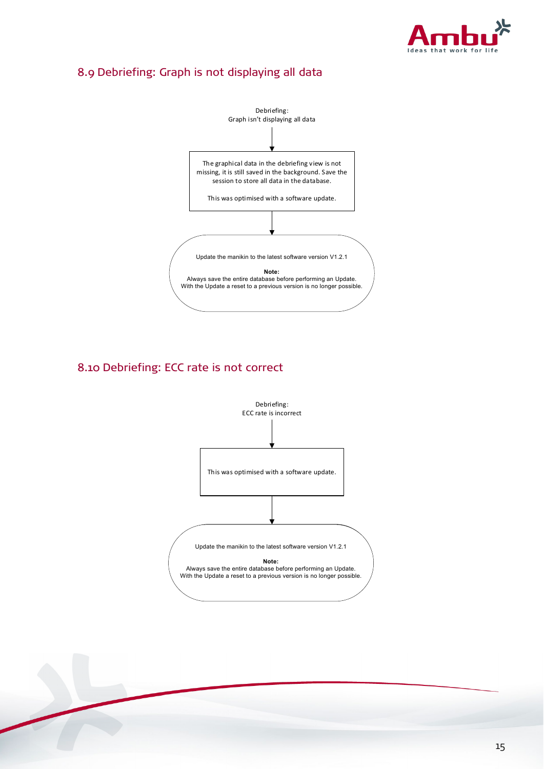## 8.9 Debriefing: Graph is not displaying all data

Debriefing:
Graph isn't displaying all data

↓

The graphical data in the debriefing view is not missing, it is still saved in the background. Save the session to store all data in the database.

This was optimised with a software update.

↓

Update the manikin to the latest software version V1.2.1

**Note:**
Always save the entire database before performing an Update.
With the Update a reset to a previous version is no longer possible.

## 8.10 Debriefing: ECC rate is not correct

Debriefing:
ECC rate is incorrect

↓

This was optimised with a software update.

↓

Update the manikin to the latest software version V1.2.1

**Note:**
Always save the entire database before performing an Update.
With the Update a reset to a previous version is no longer possible.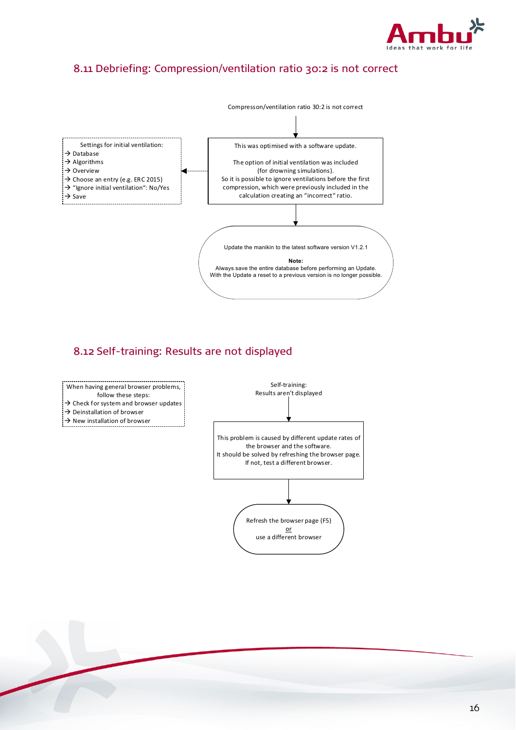## 8.11 Debriefing: Compression/ventilation ratio 30:2 is not correct

Compresson/ventilation ratio 30:2 is not correct

This was optimised with a software update.

The option of initial ventilation was included (for drowning simulations).
So it is possible to ignore ventilations before the first compression, which were previously included in the calculation creating an "incorrect" ratio.

Settings for initial ventilation:
→ Database
→ Algorithms
→ Overview
→ Choose an entry (e.g. ERC 2015)
→ "Ignore initial ventilation": No/Yes
→ Save

Update the manikin to the latest software version V1.2.1

**Note:**
Always save the entire database before performing an Update.
With the Update a reset to a previous version is no longer possible.

## 8.12 Self-training: Results are not displayed

Self-training:
Results aren't displayed

This problem is caused by different update rates of the browser and the software.
It should be solved by refreshing the browser page.
If not, test a different browser.

When having general browser problems, follow these steps:
→ Check for system and browser updates
→ Deinstallation of browser
→ New installation of browser

Refresh the browser page (F5)
or
use a different browser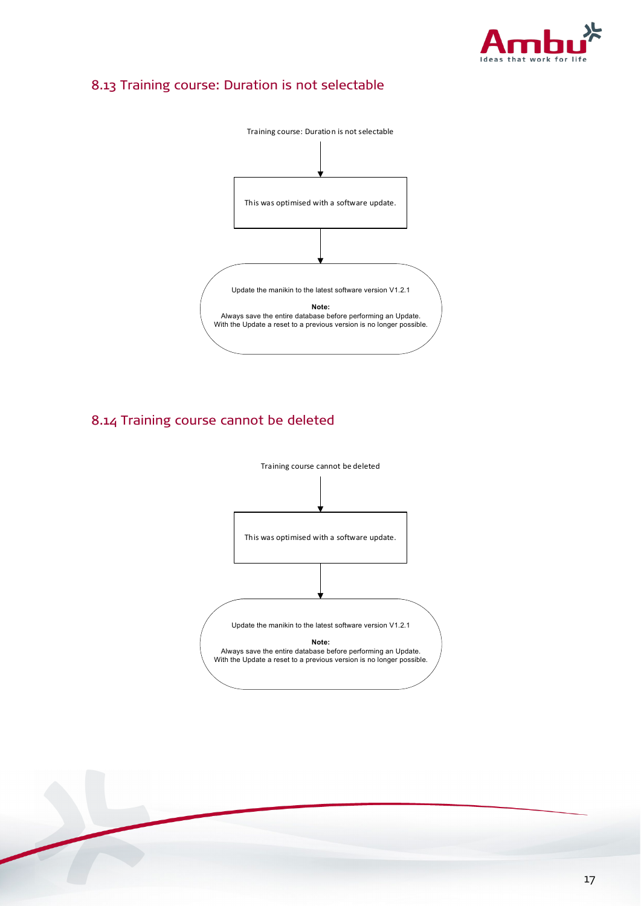## 8.13 Training course: Duration is not selectable

Training course: Duration is not selectable

↓

This was optimised with a software update.

↓

Update the manikin to the latest software version V1.2.1

**Note:**
Always save the entire database before performing an Update.
With the Update a reset to a previous version is no longer possible.

## 8.14 Training course cannot be deleted

Training course cannot be deleted

↓

This was optimised with a software update.

↓

Update the manikin to the latest software version V1.2.1

**Note:**
Always save the entire database before performing an Update.
With the Update a reset to a previous version is no longer possible.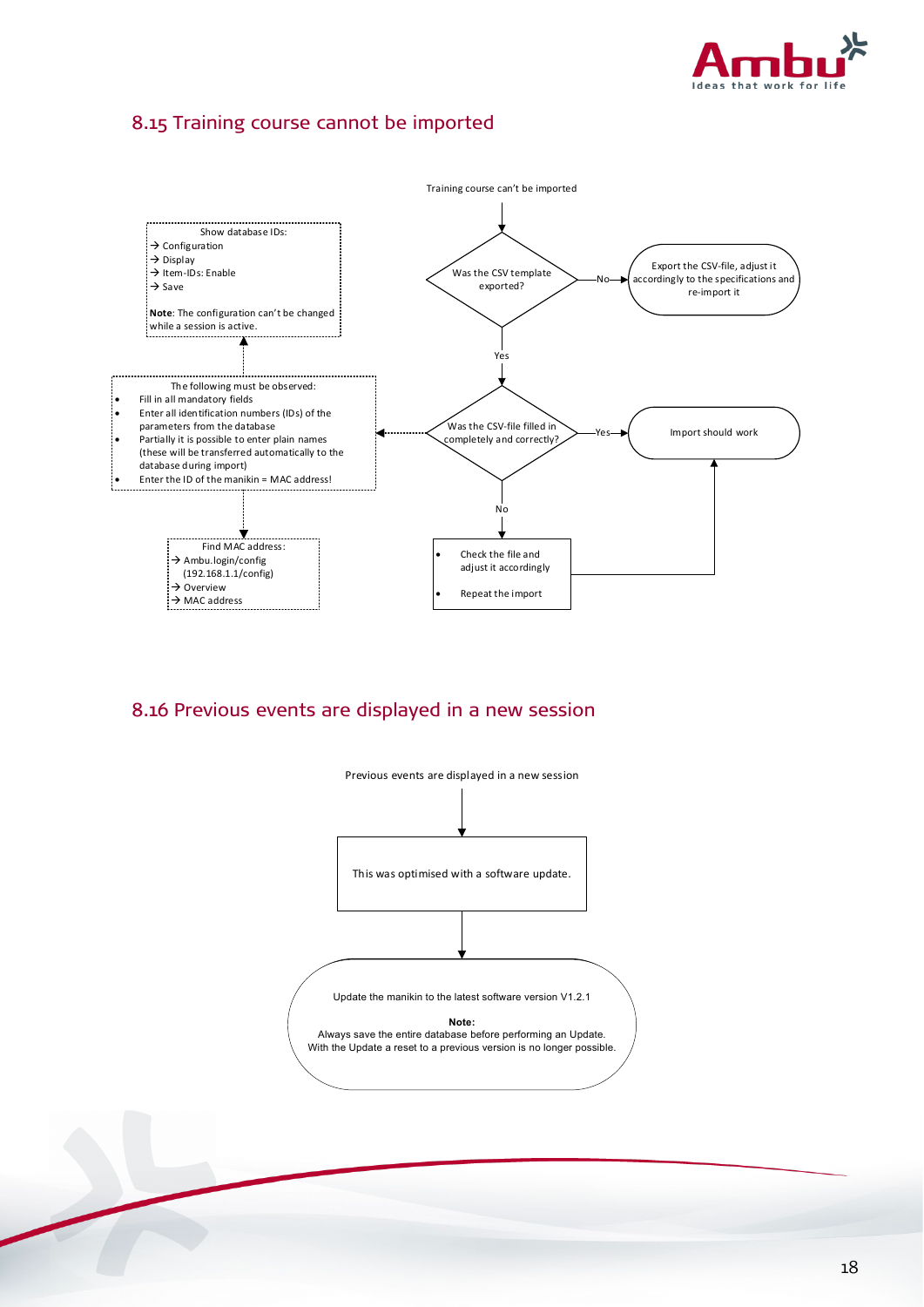## 8.15 Training course cannot be imported

Training course can't be imported

Was the CSV template exported?

No → Export the CSV-file, adjust it accordingly to the specifications and re-import it

Yes ↓

Was the CSV-file filled in completely and correctly?

Yes → Import should work

No ↓

- Check the file and adjust it accordingly
- Repeat the import

The following must be observed:

- Fill in all mandatory fields
- Enter all identification numbers (IDs) of the parameters from the database
- Partially it is possible to enter plain names (these will be transferred automatically to the database during import)
- Enter the ID of the manikin = MAC address!

Show database IDs:
→ Configuration
→ Display
→ Item-IDs: Enable
→ Save

**Note**: The configuration can't be changed while a session is active.

Find MAC address:
→ Ambu.login/config (192.168.1.1/config)
→ Overview
→ MAC address

## 8.16 Previous events are displayed in a new session

Previous events are displayed in a new session

This was optimised with a software update.

Update the manikin to the latest software version V1.2.1

**Note:**
Always save the entire database before performing an Update.
With the Update a reset to a previous version is no longer possible.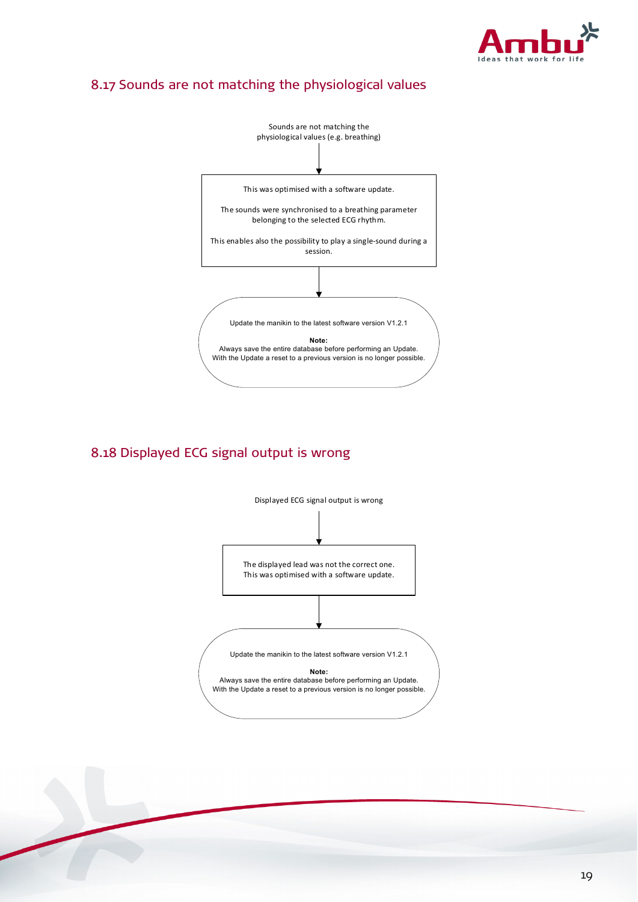## 8.17 Sounds are not matching the physiological values

Sounds are not matching the physiological values (e.g. breathing)

↓

This was optimised with a software update.

The sounds were synchronised to a breathing parameter belonging to the selected ECG rhythm.

This enables also the possibility to play a single-sound during a session.

↓

Update the manikin to the latest software version V1.2.1

**Note:**
Always save the entire database before performing an Update.
With the Update a reset to a previous version is no longer possible.

## 8.18 Displayed ECG signal output is wrong

Displayed ECG signal output is wrong

↓

The displayed lead was not the correct one.
This was optimised with a software update.

↓

Update the manikin to the latest software version V1.2.1

**Note:**
Always save the entire database before performing an Update.
With the Update a reset to a previous version is no longer possible.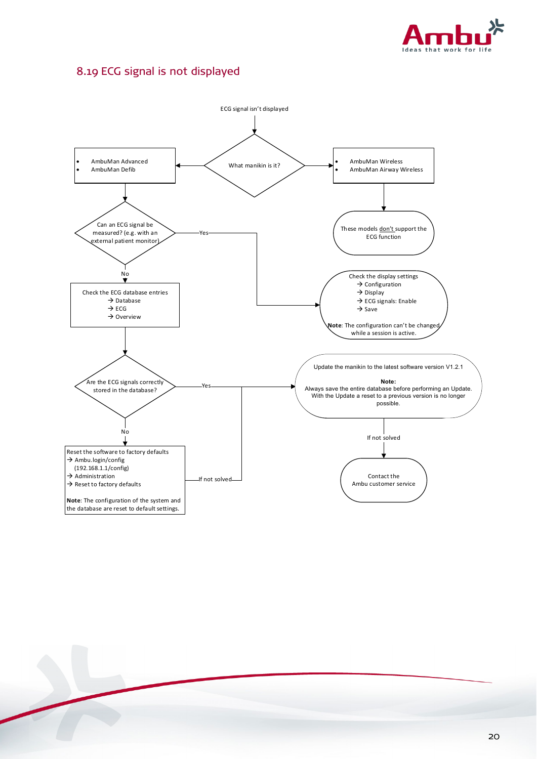## 8.19 ECG signal is not displayed

ECG signal isn't displayed

What manikin is it?

- AmbuMan Advanced
- AmbuMan Defib

- AmbuMan Wireless
- AmbuMan Airway Wireless

These models don't support the ECG function

Can an ECG signal be measured? (e.g. with an external patient monitor)

Yes

Check the display settings
→ Configuration
→ Display
→ ECG signals: Enable
→ Save

**Note**: The configuration can't be changed while a session is active.

No

Check the ECG database entries
→ Database
→ ECG
→ Overview

Are the ECG signals correctly stored in the database?

Yes

Update the manikin to the latest software version V1.2.1

**Note:**
Always save the entire database before performing an Update. With the Update a reset to a previous version is no longer possible.

If not solved

Contact the Ambu customer service

No

Reset the software to factory defaults
→ Ambu.login/config
(192.168.1.1/config)
→ Administration
→ Reset to factory defaults

**Note**: The configuration of the system and the database are reset to default settings.

If not solved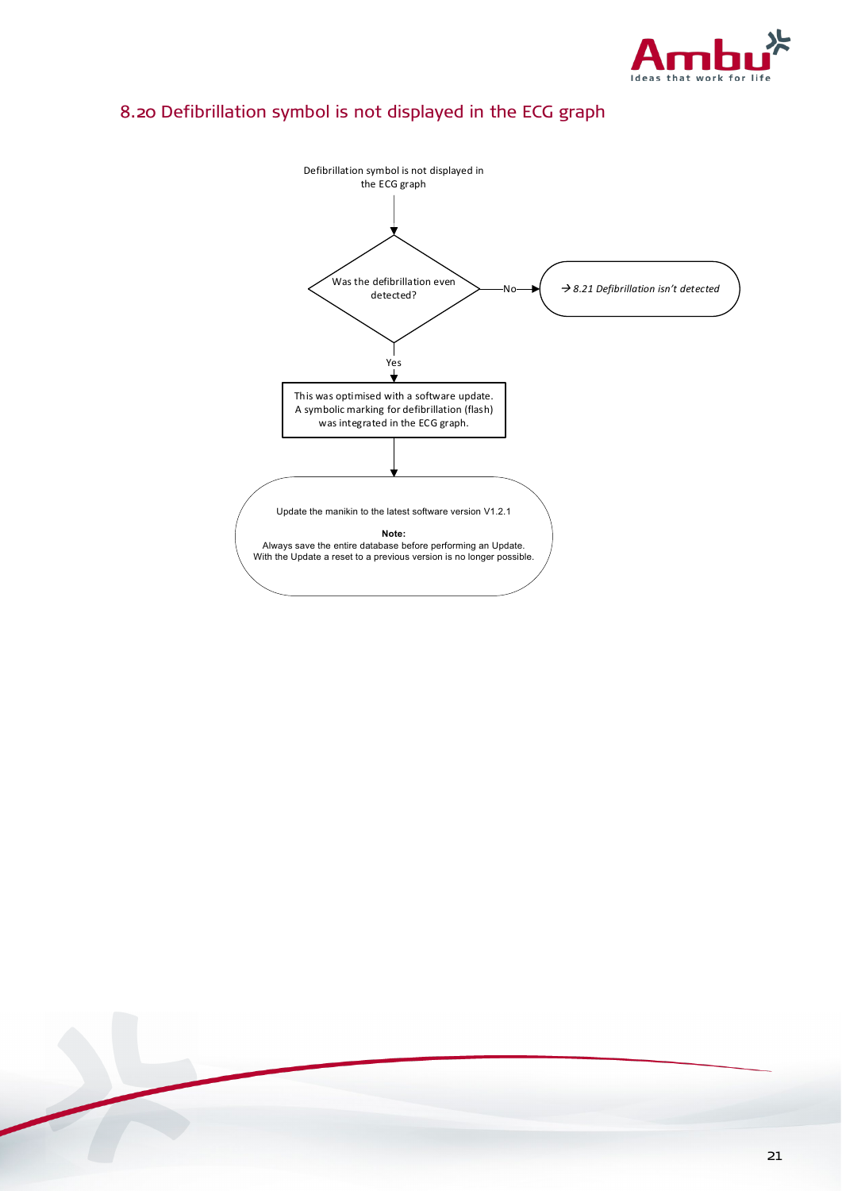## 8.20 Defibrillation symbol is not displayed in the ECG graph

Defibrillation symbol is not displayed in the ECG graph

Was the defibrillation even detected?

No → *→ 8.21 Defibrillation isn't detected*

Yes ↓

This was optimised with a software update. A symbolic marking for defibrillation (flash) was integrated in the ECG graph.

Update the manikin to the latest software version V1.2.1

**Note:**
Always save the entire database before performing an Update.
With the Update a reset to a previous version is no longer possible.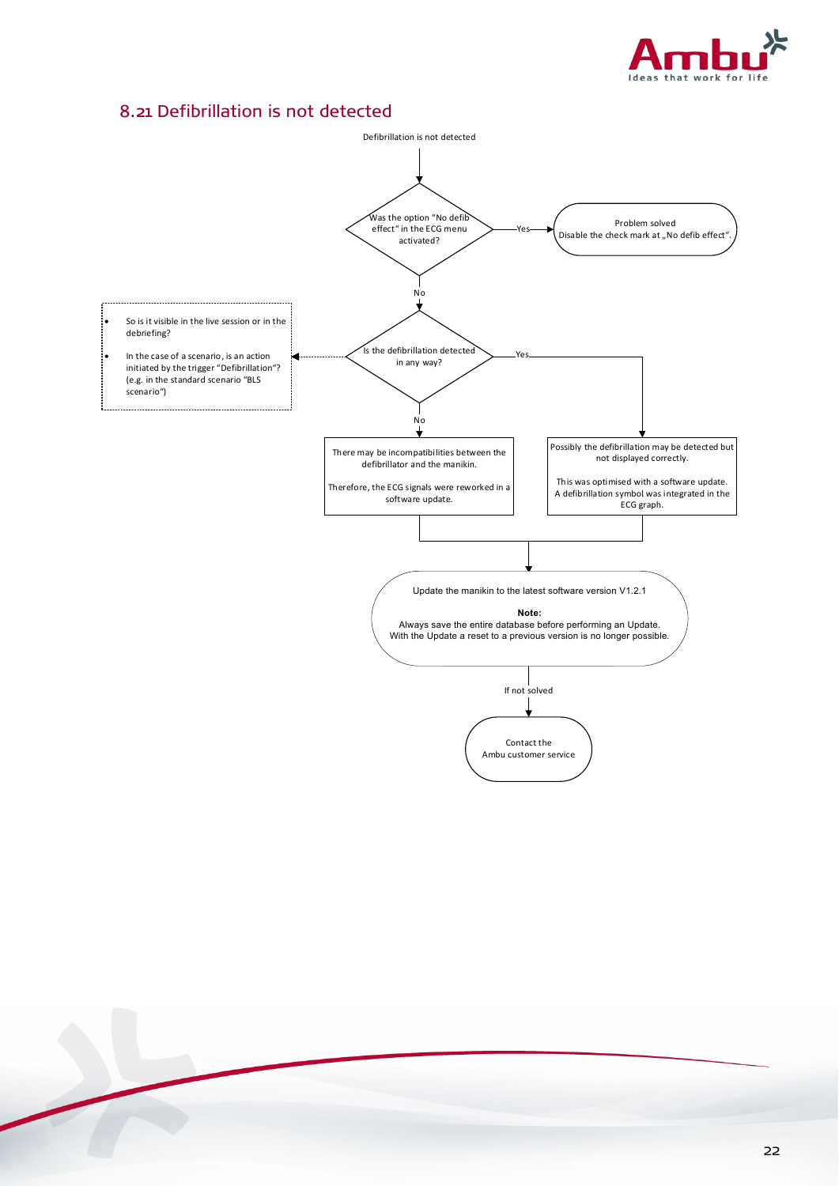## 8.21 Defibrillation is not detected

Defibrillation is not detected

Was the option "No defib effect" in the ECG menu activated?

- Yes → Problem solved
  Disable the check mark at „No defib effect".
- No → Is the defibrillation detected in any way?

Is the defibrillation detected in any way?

- So is it visible in the live session or in the debriefing?
- In the case of a scenario, is an action initiated by the trigger "Defibrillation"? (e.g. in the standard scenario "BLS scenario")

- Yes → Possibly the defibrillation may be detected but not displayed correctly.

  This was optimised with a software update. A defibrillation symbol was integrated in the ECG graph.
- No → There may be incompatibilities between the defibrillator and the manikin.

  Therefore, the ECG signals were reworked in a software update.

Update the manikin to the latest software version V1.2.1

**Note:**
Always save the entire database before performing an Update.
With the Update a reset to a previous version is no longer possible.

If not solved

Contact the Ambu customer service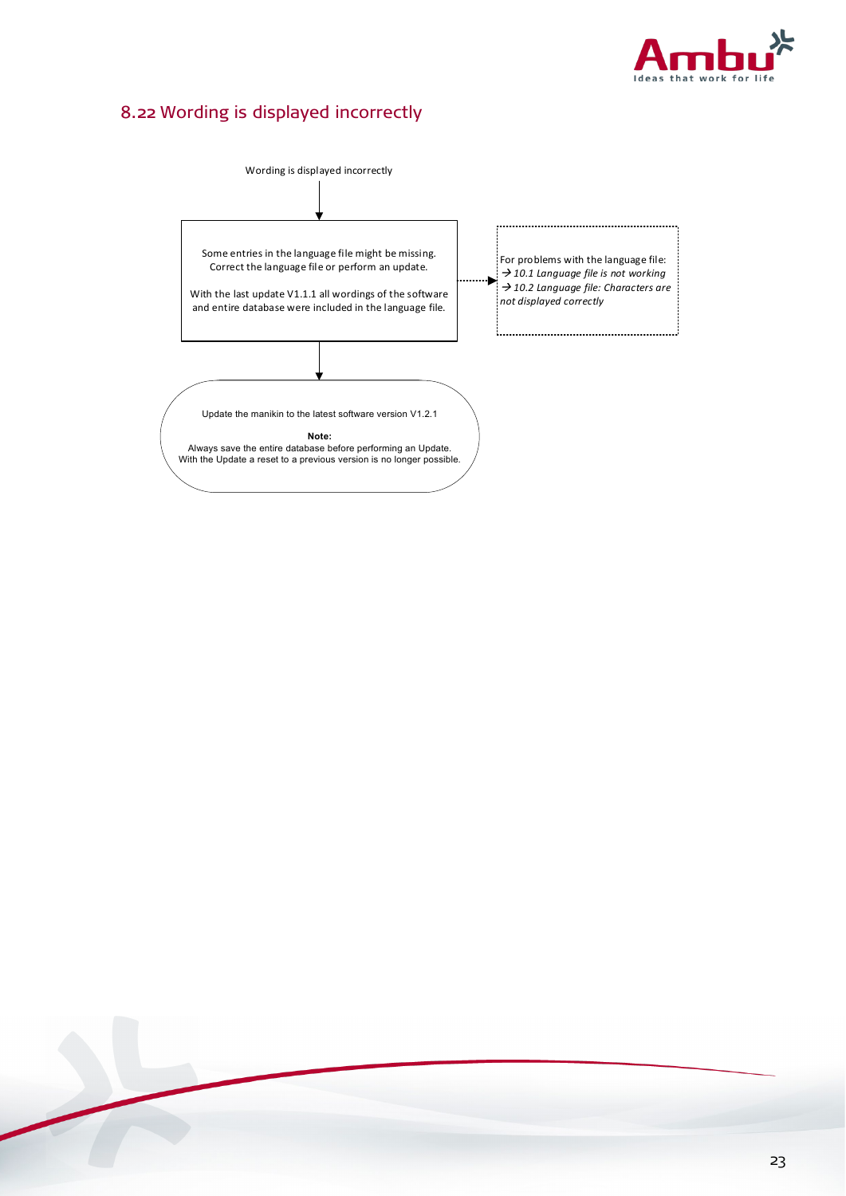## 8.22 Wording is displayed incorrectly

Wording is displayed incorrectly

Some entries in the language file might be missing. Correct the language file or perform an update.

With the last update V1.1.1 all wordings of the software and entire database were included in the language file.

For problems with the language file:
→ *10.1 Language file is not working*
→ *10.2 Language file: Characters are not displayed correctly*

Update the manikin to the latest software version V1.2.1

**Note:**
Always save the entire database before performing an Update.
With the Update a reset to a previous version is no longer possible.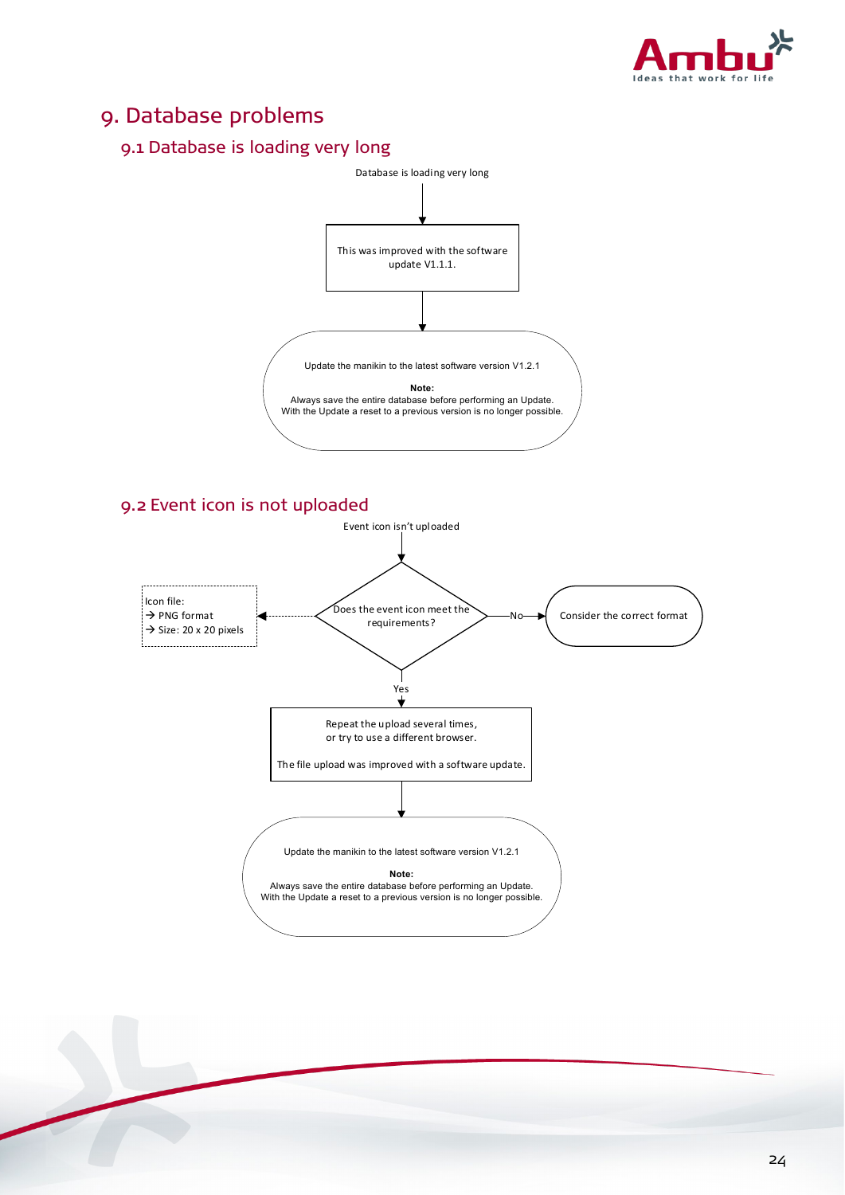# 9. Database problems

## 9.1 Database is loading very long

Database is loading very long

This was improved with the software update V1.1.1.

Update the manikin to the latest software version V1.2.1

**Note:**
Always save the entire database before performing an Update.
With the Update a reset to a previous version is no longer possible.

## 9.2 Event icon is not uploaded

Event icon isn't uploaded

Does the event icon meet the requirements?

Icon file:
→ PNG format
→ Size: 20 x 20 pixels

No → Consider the correct format

Yes

Repeat the upload several times, or try to use a different browser.

The file upload was improved with a software update.

Update the manikin to the latest software version V1.2.1

**Note:**
Always save the entire database before performing an Update.
With the Update a reset to a previous version is no longer possible.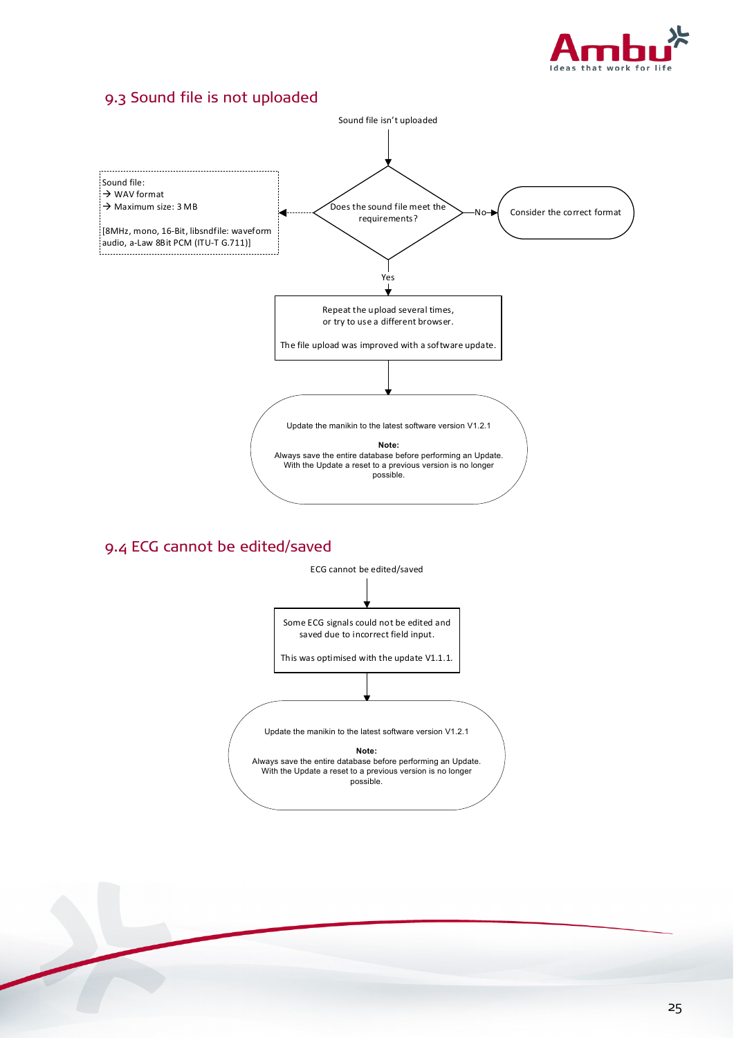## 9.3 Sound file is not uploaded

Sound file isn't uploaded

Does the sound file meet the requirements?

Sound file:
→ WAV format
→ Maximum size: 3 MB

[8MHz, mono, 16-Bit, libsndfile: waveform audio, a-Law 8Bit PCM (ITU-T G.711)]

No → Consider the correct format

Yes

Repeat the upload several times, or try to use a different browser.

The file upload was improved with a software update.

Update the manikin to the latest software version V1.2.1

**Note:**
Always save the entire database before performing an Update.
With the Update a reset to a previous version is no longer possible.

## 9.4 ECG cannot be edited/saved

ECG cannot be edited/saved

Some ECG signals could not be edited and saved due to incorrect field input.

This was optimised with the update V1.1.1.

Update the manikin to the latest software version V1.2.1

**Note:**
Always save the entire database before performing an Update.
With the Update a reset to a previous version is no longer possible.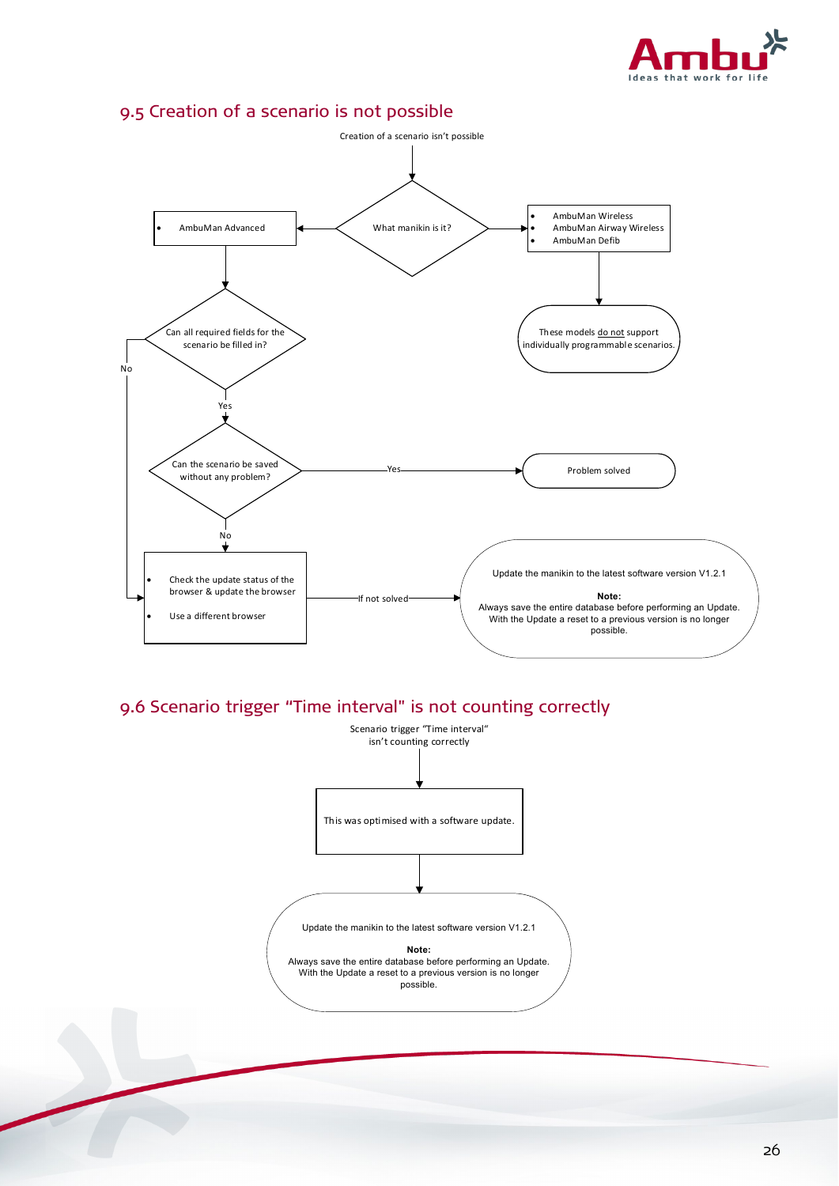## 9.5 Creation of a scenario is not possible

Creation of a scenario isn't possible

What manikin is it?

- AmbuMan Advanced

- AmbuMan Wireless
- AmbuMan Airway Wireless
- AmbuMan Defib

These models do not support individually programmable scenarios.

Can all required fields for the scenario be filled in?

Yes

No

Can the scenario be saved without any problem?

Yes

Problem solved

No

- Check the update status of the browser & update the browser
- Use a different browser

If not solved

Update the manikin to the latest software version V1.2.1

**Note:**
Always save the entire database before performing an Update.
With the Update a reset to a previous version is no longer possible.

## 9.6 Scenario trigger "Time interval" is not counting correctly

Scenario trigger "Time interval" isn't counting correctly

This was optimised with a software update.

Update the manikin to the latest software version V1.2.1

**Note:**
Always save the entire database before performing an Update.
With the Update a reset to a previous version is no longer possible.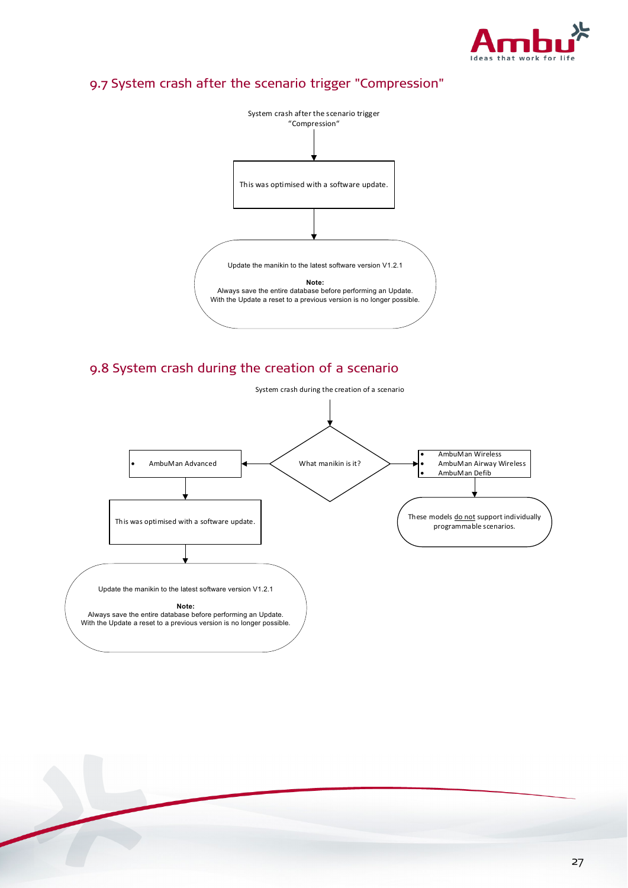## 9.7 System crash after the scenario trigger "Compression"

System crash after the scenario trigger "Compression"

This was optimised with a software update.

Update the manikin to the latest software version V1.2.1

**Note:**
Always save the entire database before performing an Update.
With the Update a reset to a previous version is no longer possible.

## 9.8 System crash during the creation of a scenario

System crash during the creation of a scenario

What manikin is it?

- AmbuMan Advanced

This was optimised with a software update.

Update the manikin to the latest software version V1.2.1

**Note:**
Always save the entire database before performing an Update.
With the Update a reset to a previous version is no longer possible.

- AmbuMan Wireless
- AmbuMan Airway Wireless
- AmbuMan Defib

These models do not support individually programmable scenarios.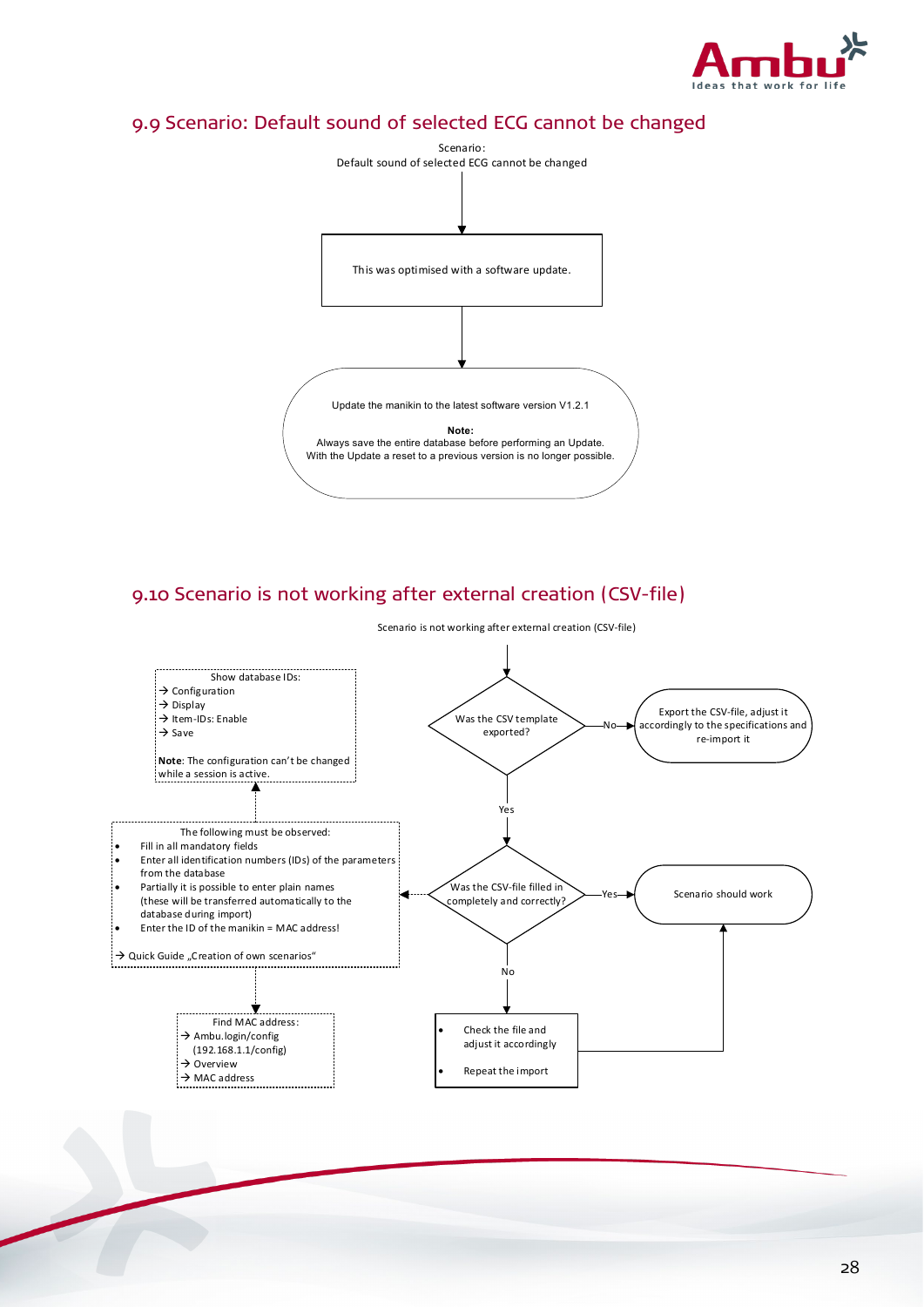## 9.9 Scenario: Default sound of selected ECG cannot be changed

Scenario:
Default sound of selected ECG cannot be changed

This was optimised with a software update.

Update the manikin to the latest software version V1.2.1

**Note:**
Always save the entire database before performing an Update.
With the Update a reset to a previous version is no longer possible.

## 9.10 Scenario is not working after external creation (CSV-file)

Scenario is not working after external creation (CSV-file)

Was the CSV template exported?

- No → Export the CSV-file, adjust it accordingly to the specifications and re-import it
- Yes → Was the CSV-file filled in completely and correctly?
  - Yes → Scenario should work
  - No →
    - Check the file and adjust it accordingly
    - Repeat the import

The following must be observed:

- Fill in all mandatory fields
- Enter all identification numbers (IDs) of the parameters from the database
- Partially it is possible to enter plain names (these will be transferred automatically to the database during import)
- Enter the ID of the manikin = MAC address!

→ Quick Guide „Creation of own scenarios"

Show database IDs:
→ Configuration
→ Display
→ Item-IDs: Enable
→ Save

**Note**: The configuration can't be changed while a session is active.

Find MAC address:
→ Ambu.login/config (192.168.1.1/config)
→ Overview
→ MAC address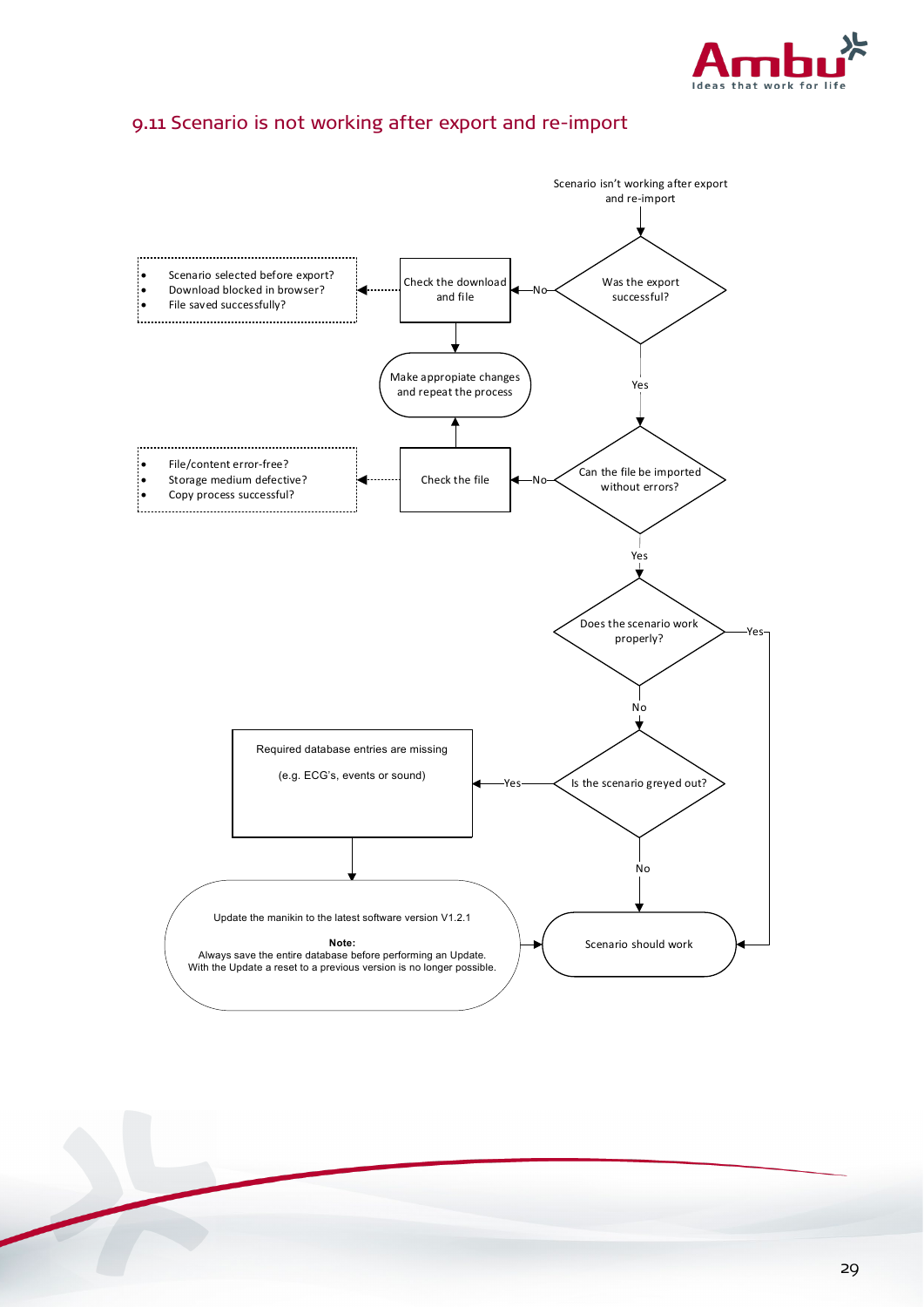## 9.11 Scenario is not working after export and re-import

Scenario isn't working after export and re-import

Was the export successful?

- No → Check the download and file
  - Scenario selected before export?
  - Download blocked in browser?
  - File saved successfully?
  - → Make appropiate changes and repeat the process
- Yes → Can the file be imported without errors?
  - No → Check the file
    - File/content error-free?
    - Storage medium defective?
    - Copy process successful?
    - → Make appropiate changes and repeat the process
  - Yes → Does the scenario work properly?
    - Yes → Scenario should work
    - No → Is the scenario greyed out?
      - Yes → Required database entries are missing (e.g. ECG's, events or sound) → Update the manikin to the latest software version V1.2.1 → Scenario should work

        **Note:**
        Always save the entire database before performing an Update.
        With the Update a reset to a previous version is no longer possible.
      - No → Scenario should work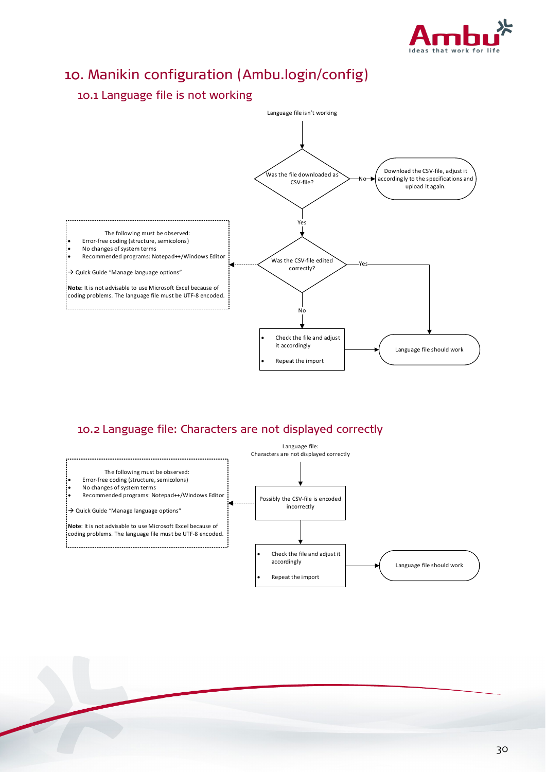# 10. Manikin configuration (Ambu.login/config)

## 10.1 Language file is not working

Language file isn't working

Was the file downloaded as CSV-file?

No → Download the CSV-file, adjust it accordingly to the specifications and upload it again.

Yes

Was the CSV-file edited correctly?

The following must be observed:

- Error-free coding (structure, semicolons)
- No changes of system terms
- Recommended programs: Notepad++/Windows Editor

→ Quick Guide "Manage language options"

**Note**: It is not advisable to use Microsoft Excel because of coding problems. The language file must be UTF-8 encoded.

Yes → Language file should work

No

- Check the file and adjust it accordingly
- Repeat the import

→ Language file should work

## 10.2 Language file: Characters are not displayed correctly

Language file:
Characters are not displayed correctly

Possibly the CSV-file is encoded incorrectly

The following must be observed:

- Error-free coding (structure, semicolons)
- No changes of system terms
- Recommended programs: Notepad++/Windows Editor

→ Quick Guide "Manage language options"

**Note**: It is not advisable to use Microsoft Excel because of coding problems. The language file must be UTF-8 encoded.

- Check the file and adjust it accordingly
- Repeat the import

→ Language file should work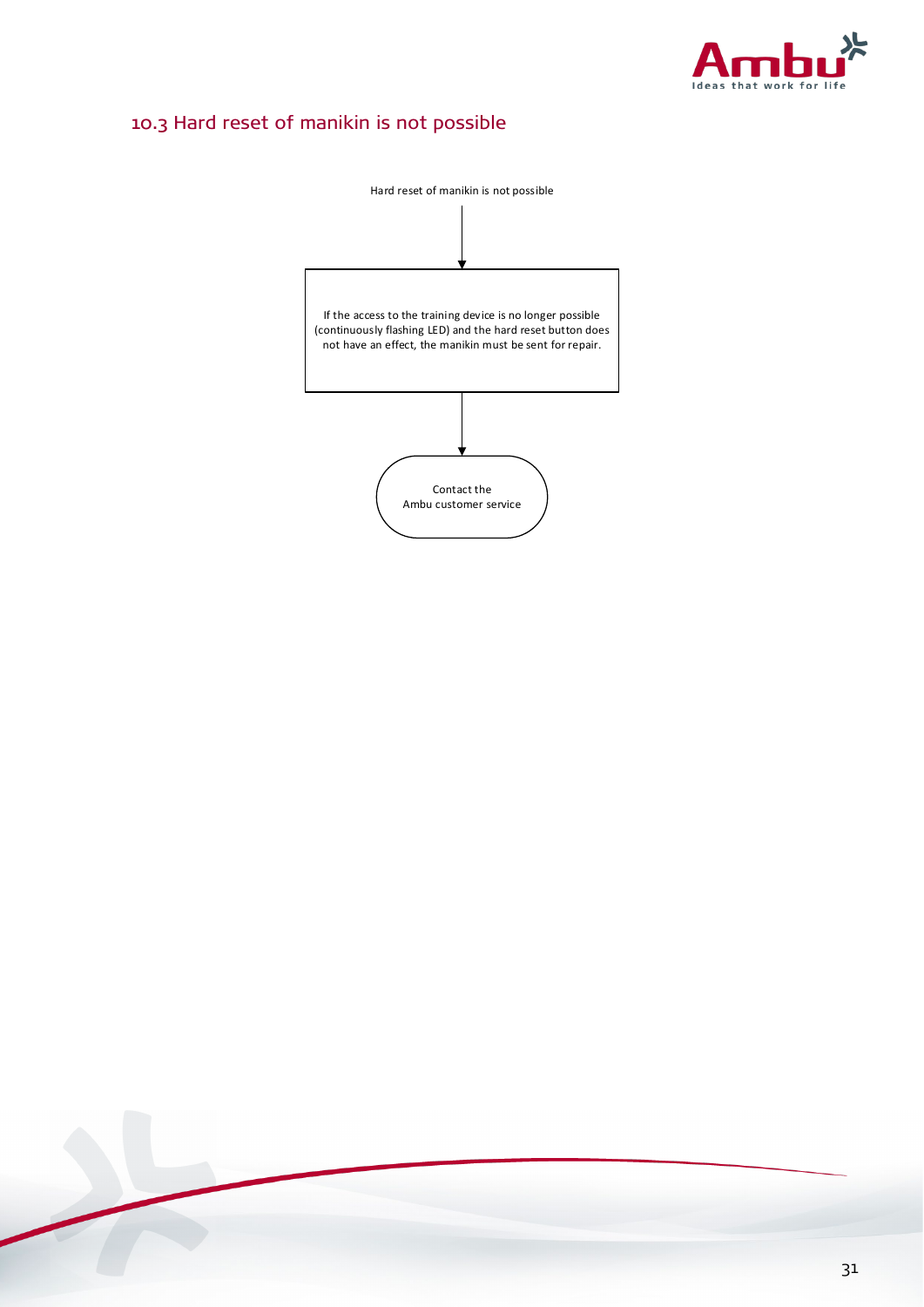## 10.3 Hard reset of manikin is not possible

Hard reset of manikin is not possible

↓

If the access to the training device is no longer possible (continuously flashing LED) and the hard reset button does not have an effect, the manikin must be sent for repair.

↓

Contact the Ambu customer service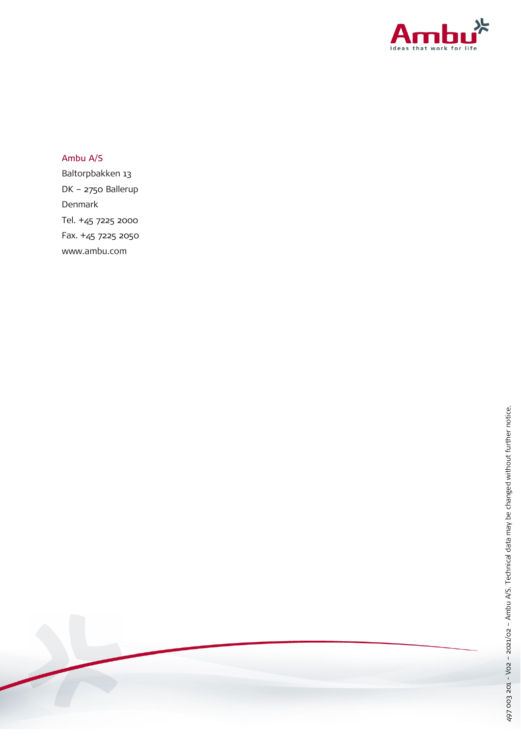Ambu A/S

Baltorpbakken 13

DK – 2750 Ballerup

Denmark

Tel. +45 7225 2000

Fax. +45 7225 2050

www.ambu.com

497 003 201 - V02 – 2021/02 – Ambu A/S. Technical data may be changed without further notice.